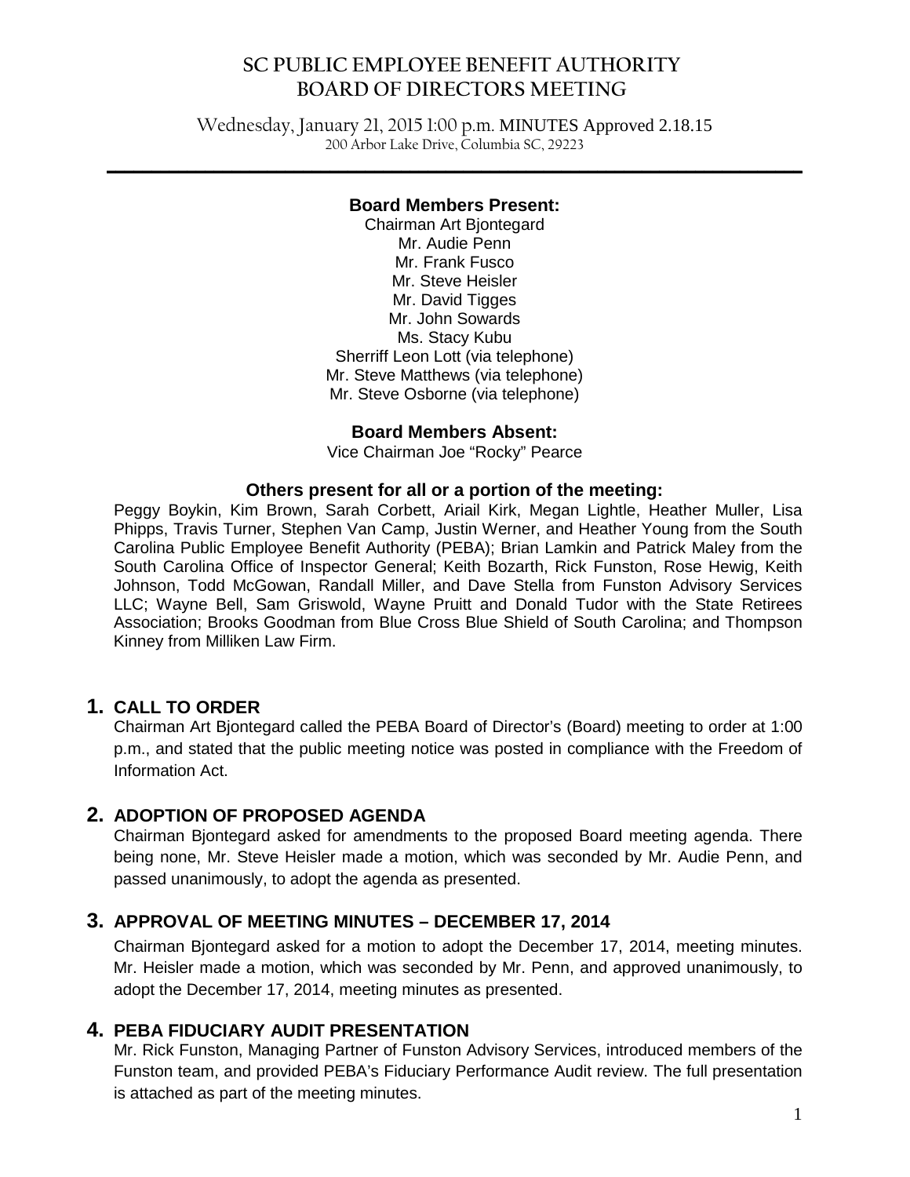# SC PUBLIC EMPLOYEE BENEFIT AUTHORITY
# BOARD OF DIRECTORS MEETING

Wednesday, January 21, 2015 1:00 p.m. **MINUTES Approved 2.18.15**
200 Arbor Lake Drive, Columbia SC, 29223

**Board Members Present:**
Chairman Art Bjontegard
Mr. Audie Penn
Mr. Frank Fusco
Mr. Steve Heisler
Mr. David Tigges
Mr. John Sowards
Ms. Stacy Kubu
Sherriff Leon Lott (via telephone)
Mr. Steve Matthews (via telephone)
Mr. Steve Osborne (via telephone)

**Board Members Absent:**
Vice Chairman Joe "Rocky" Pearce

**Others present for all or a portion of the meeting:**
Peggy Boykin, Kim Brown, Sarah Corbett, Ariail Kirk, Megan Lightle, Heather Muller, Lisa Phipps, Travis Turner, Stephen Van Camp, Justin Werner, and Heather Young from the South Carolina Public Employee Benefit Authority (PEBA); Brian Lamkin and Patrick Maley from the South Carolina Office of Inspector General; Keith Bozarth, Rick Funston, Rose Hewig, Keith Johnson, Todd McGowan, Randall Miller, and Dave Stella from Funston Advisory Services LLC; Wayne Bell, Sam Griswold, Wayne Pruitt and Donald Tudor with the State Retirees Association; Brooks Goodman from Blue Cross Blue Shield of South Carolina; and Thompson Kinney from Milliken Law Firm.

## 1. CALL TO ORDER

Chairman Art Bjontegard called the PEBA Board of Director's (Board) meeting to order at 1:00 p.m., and stated that the public meeting notice was posted in compliance with the Freedom of Information Act.

## 2. ADOPTION OF PROPOSED AGENDA

Chairman Bjontegard asked for amendments to the proposed Board meeting agenda. There being none, Mr. Steve Heisler made a motion, which was seconded by Mr. Audie Penn, and passed unanimously, to adopt the agenda as presented.

## 3. APPROVAL OF MEETING MINUTES – DECEMBER 17, 2014

Chairman Bjontegard asked for a motion to adopt the December 17, 2014, meeting minutes. Mr. Heisler made a motion, which was seconded by Mr. Penn, and approved unanimously, to adopt the December 17, 2014, meeting minutes as presented.

## 4. PEBA FIDUCIARY AUDIT PRESENTATION

Mr. Rick Funston, Managing Partner of Funston Advisory Services, introduced members of the Funston team, and provided PEBA's Fiduciary Performance Audit review. The full presentation is attached as part of the meeting minutes.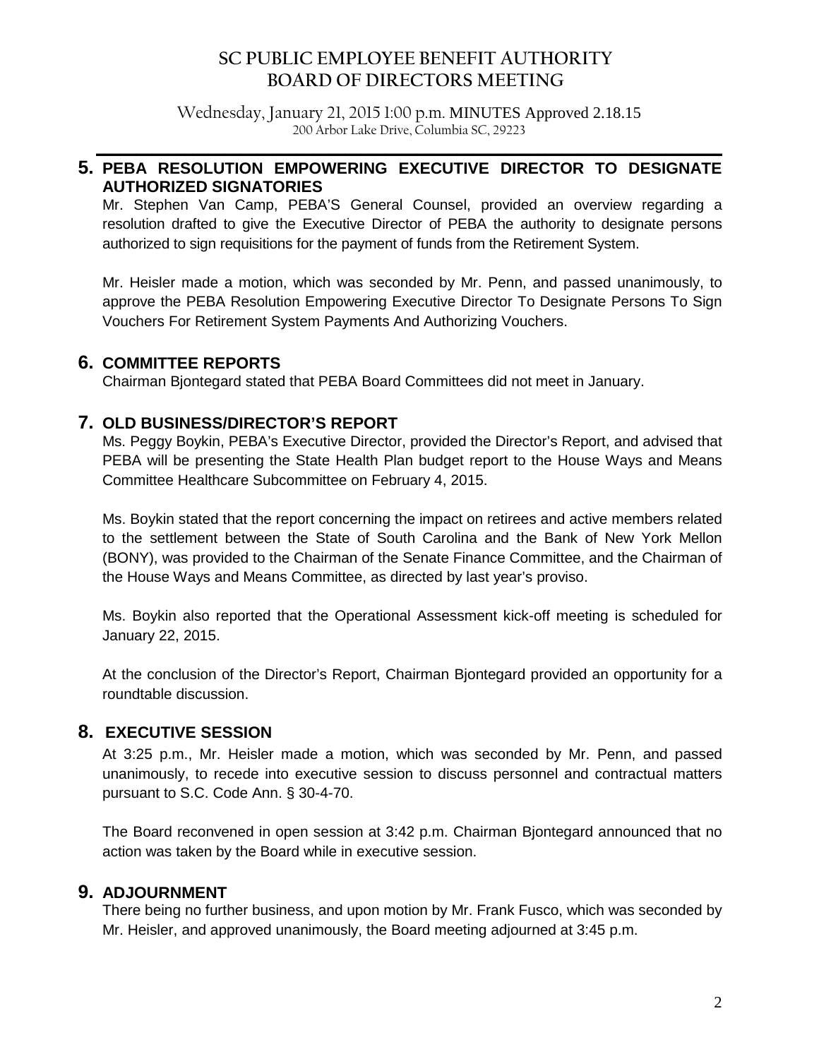## 5. PEBA RESOLUTION EMPOWERING EXECUTIVE DIRECTOR TO DESIGNATE AUTHORIZED SIGNATORIES

Mr. Stephen Van Camp, PEBA'S General Counsel, provided an overview regarding a resolution drafted to give the Executive Director of PEBA the authority to designate persons authorized to sign requisitions for the payment of funds from the Retirement System.

Mr. Heisler made a motion, which was seconded by Mr. Penn, and passed unanimously, to approve the PEBA Resolution Empowering Executive Director To Designate Persons To Sign Vouchers For Retirement System Payments And Authorizing Vouchers.

## 6. COMMITTEE REPORTS

Chairman Bjontegard stated that PEBA Board Committees did not meet in January.

## 7. OLD BUSINESS/DIRECTOR'S REPORT

Ms. Peggy Boykin, PEBA's Executive Director, provided the Director's Report, and advised that PEBA will be presenting the State Health Plan budget report to the House Ways and Means Committee Healthcare Subcommittee on February 4, 2015.

Ms. Boykin stated that the report concerning the impact on retirees and active members related to the settlement between the State of South Carolina and the Bank of New York Mellon (BONY), was provided to the Chairman of the Senate Finance Committee, and the Chairman of the House Ways and Means Committee, as directed by last year's proviso.

Ms. Boykin also reported that the Operational Assessment kick-off meeting is scheduled for January 22, 2015.

At the conclusion of the Director's Report, Chairman Bjontegard provided an opportunity for a roundtable discussion.

## 8. EXECUTIVE SESSION

At 3:25 p.m., Mr. Heisler made a motion, which was seconded by Mr. Penn, and passed unanimously, to recede into executive session to discuss personnel and contractual matters pursuant to S.C. Code Ann. § 30-4-70.

The Board reconvened in open session at 3:42 p.m. Chairman Bjontegard announced that no action was taken by the Board while in executive session.

## 9. ADJOURNMENT

There being no further business, and upon motion by Mr. Frank Fusco, which was seconded by Mr. Heisler, and approved unanimously, the Board meeting adjourned at 3:45 p.m.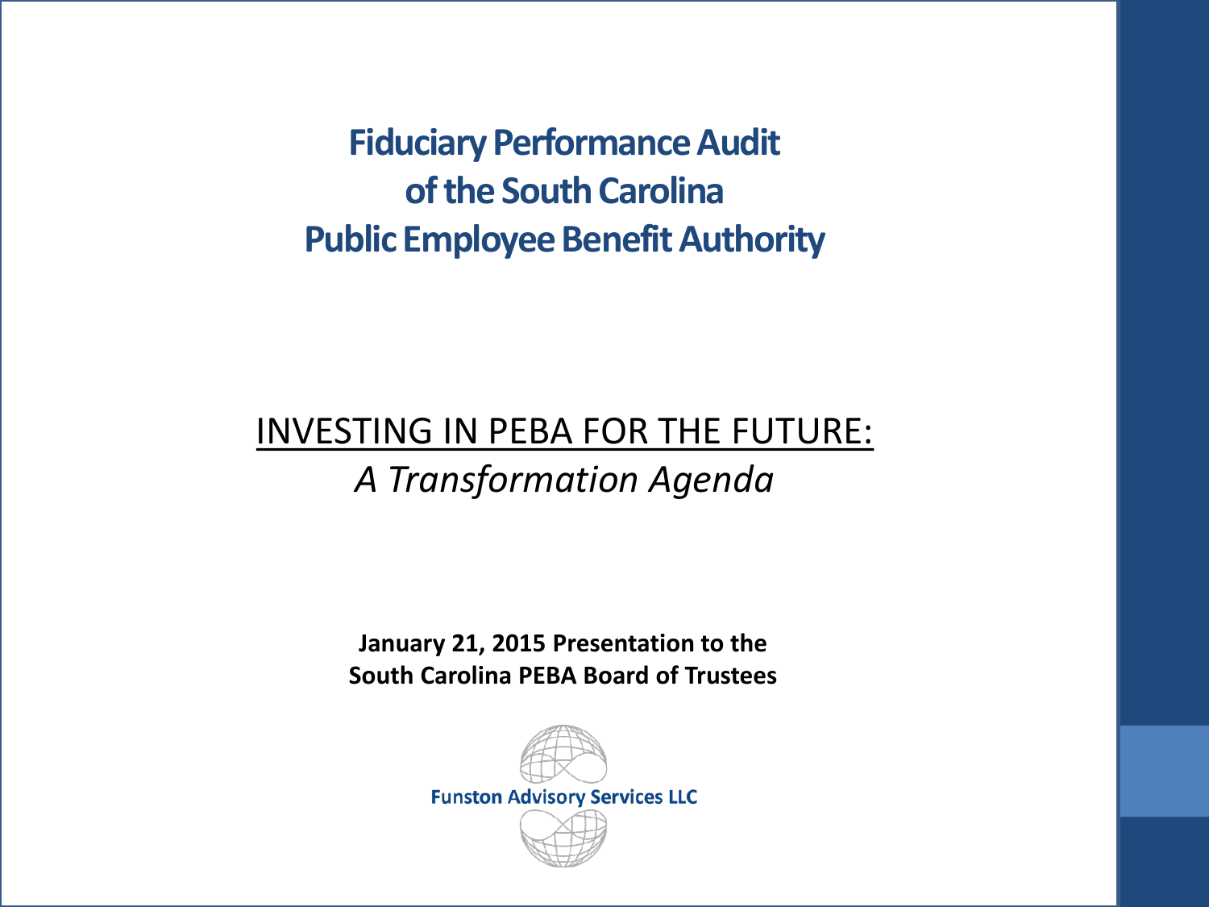# Fiduciary Performance Audit of the South Carolina Public Employee Benefit Authority

## INVESTING IN PEBA FOR THE FUTURE:

*A Transformation Agenda*

**January 21, 2015 Presentation to the South Carolina PEBA Board of Trustees**

Funston Advisory Services LLC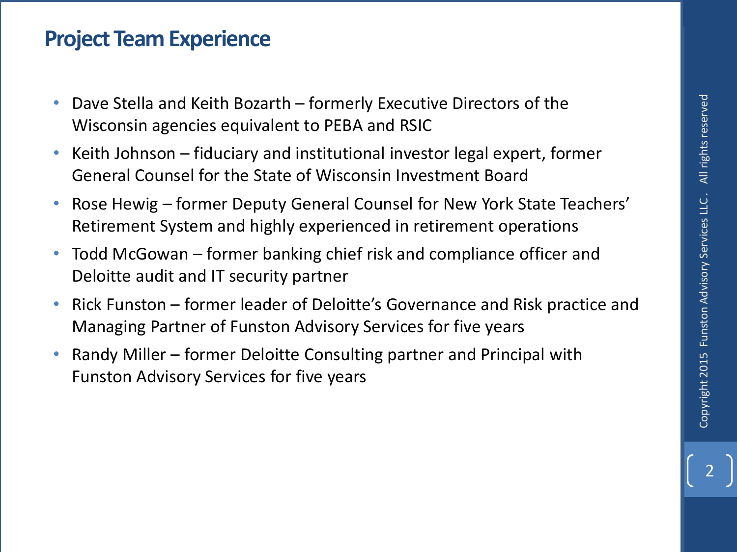## Project Team Experience

- Dave Stella and Keith Bozarth – formerly Executive Directors of the Wisconsin agencies equivalent to PEBA and RSIC
- Keith Johnson – fiduciary and institutional investor legal expert, former General Counsel for the State of Wisconsin Investment Board
- Rose Hewig – former Deputy General Counsel for New York State Teachers' Retirement System and highly experienced in retirement operations
- Todd McGowan – former banking chief risk and compliance officer and Deloitte audit and IT security partner
- Rick Funston – former leader of Deloitte's Governance and Risk practice and Managing Partner of Funston Advisory Services for five years
- Randy Miller – former Deloitte Consulting partner and Principal with Funston Advisory Services for five years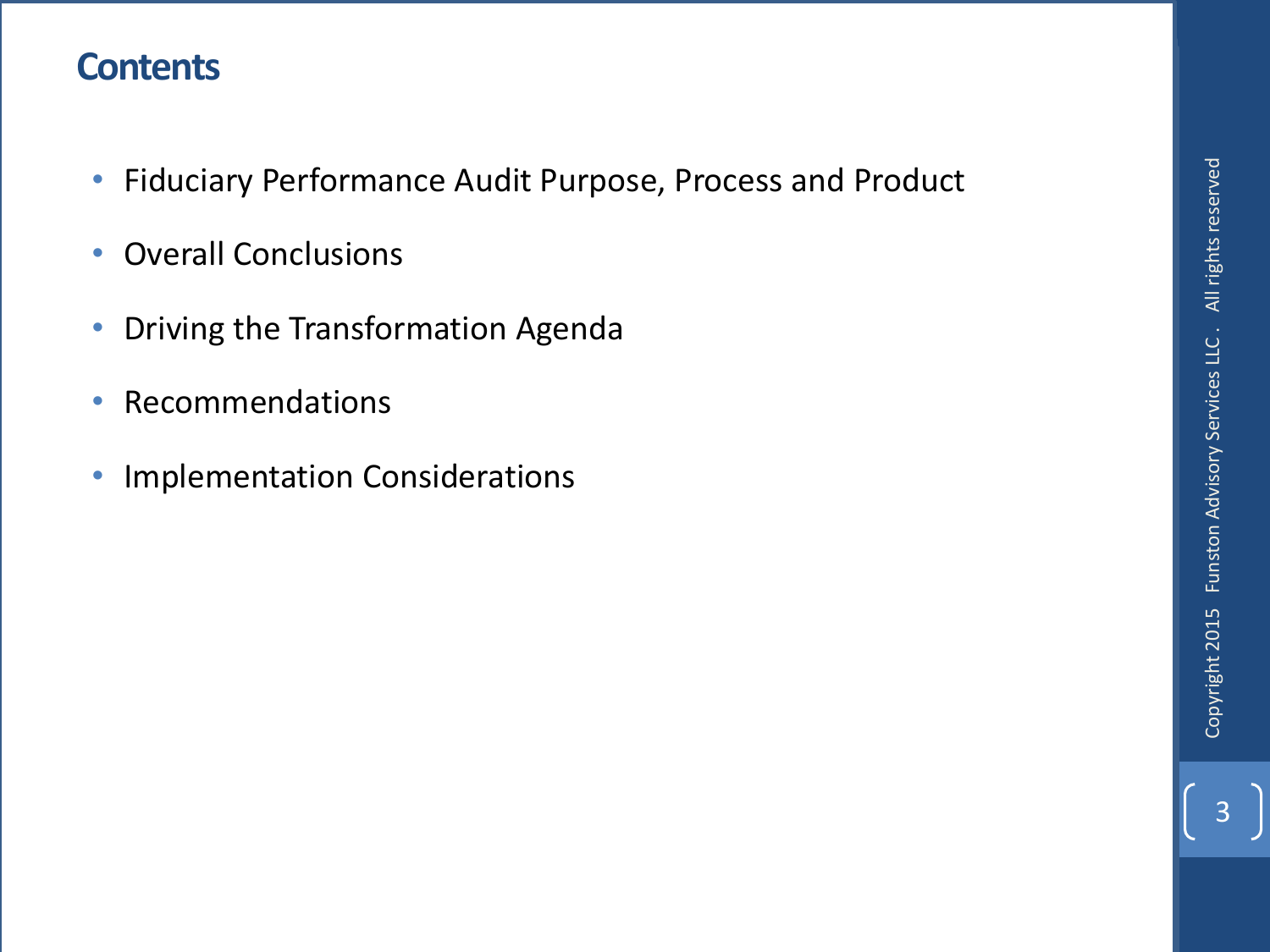# Contents

- Fiduciary Performance Audit Purpose, Process and Product
- Overall Conclusions
- Driving the Transformation Agenda
- Recommendations
- Implementation Considerations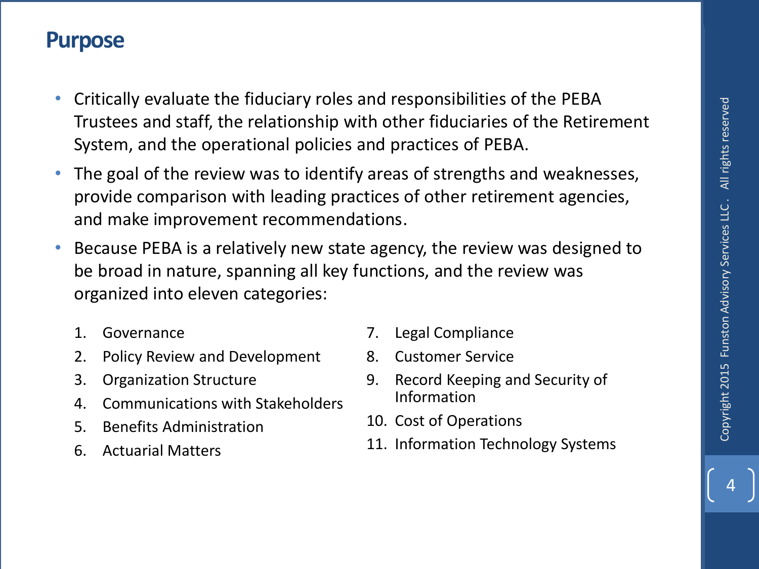# Purpose

- Critically evaluate the fiduciary roles and responsibilities of the PEBA Trustees and staff, the relationship with other fiduciaries of the Retirement System, and the operational policies and practices of PEBA.
- The goal of the review was to identify areas of strengths and weaknesses, provide comparison with leading practices of other retirement agencies, and make improvement recommendations.
- Because PEBA is a relatively new state agency, the review was designed to be broad in nature, spanning all key functions, and the review was organized into eleven categories:

1. Governance
2. Policy Review and Development
3. Organization Structure
4. Communications with Stakeholders
5. Benefits Administration
6. Actuarial Matters
7. Legal Compliance
8. Customer Service
9. Record Keeping and Security of Information
10. Cost of Operations
11. Information Technology Systems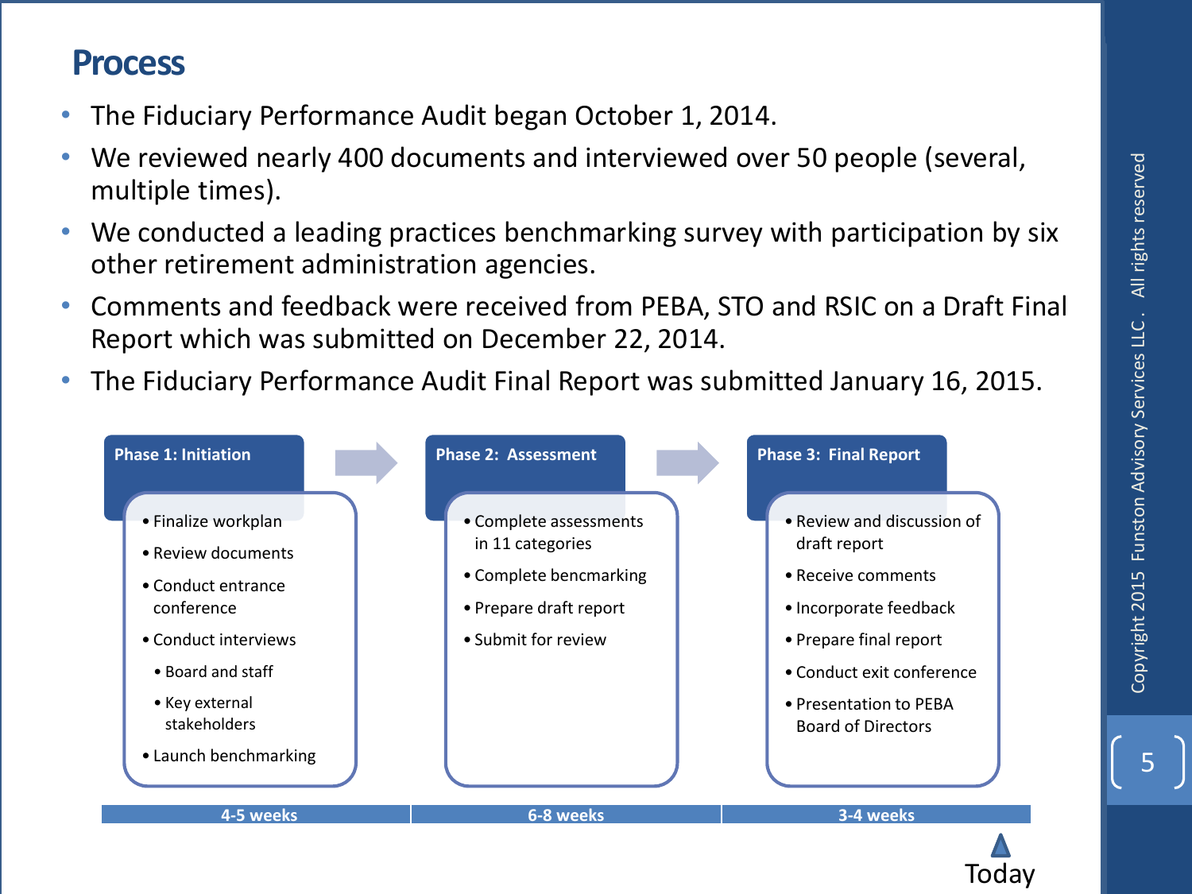# Process

- The Fiduciary Performance Audit began October 1, 2014.
- We reviewed nearly 400 documents and interviewed over 50 people (several, multiple times).
- We conducted a leading practices benchmarking survey with participation by six other retirement administration agencies.
- Comments and feedback were received from PEBA, STO and RSIC on a Draft Final Report which was submitted on December 22, 2014.
- The Fiduciary Performance Audit Final Report was submitted January 16, 2015.

**Phase 1: Initiation** (4-5 weeks)

- Finalize workplan
- Review documents
- Conduct entrance conference
- Conduct interviews
  - Board and staff
  - Key external stakeholders
- Launch benchmarking

**Phase 2: Assessment** (6-8 weeks)

- Complete assessments in 11 categories
- Complete bencmarking
- Prepare draft report
- Submit for review

**Phase 3: Final Report** (3-4 weeks)

- Review and discussion of draft report
- Receive comments
- Incorporate feedback
- Prepare final report
- Conduct exit conference
- Presentation to PEBA Board of Directors

Today

Copyright 2015 Funston Advisory Services LLC. All rights reserved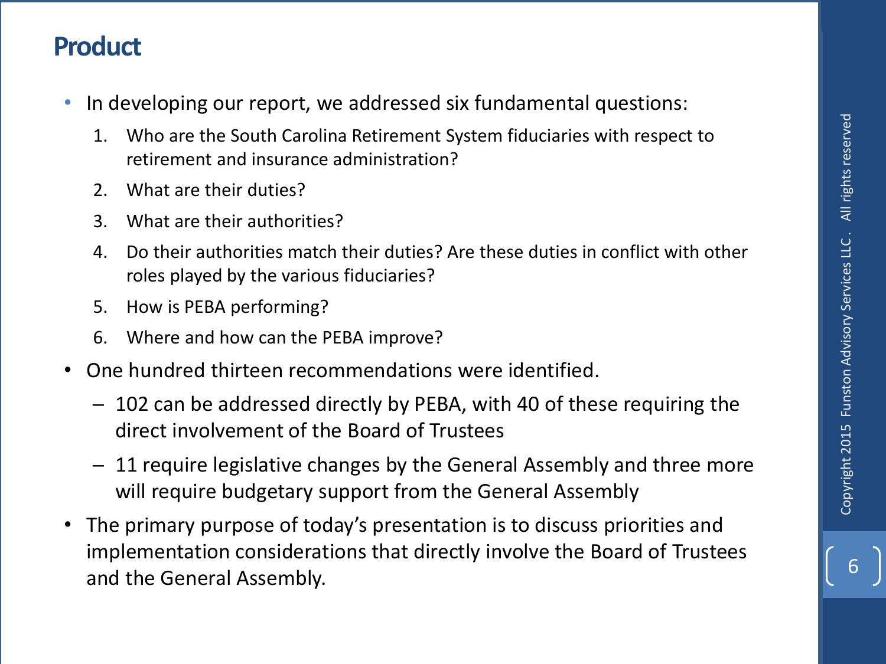## Product

- In developing our report, we addressed six fundamental questions:
  1. Who are the South Carolina Retirement System fiduciaries with respect to retirement and insurance administration?
  2. What are their duties?
  3. What are their authorities?
  4. Do their authorities match their duties? Are these duties in conflict with other roles played by the various fiduciaries?
  5. How is PEBA performing?
  6. Where and how can the PEBA improve?
- One hundred thirteen recommendations were identified.
  - 102 can be addressed directly by PEBA, with 40 of these requiring the direct involvement of the Board of Trustees
  - 11 require legislative changes by the General Assembly and three more will require budgetary support from the General Assembly
- The primary purpose of today's presentation is to discuss priorities and implementation considerations that directly involve the Board of Trustees and the General Assembly.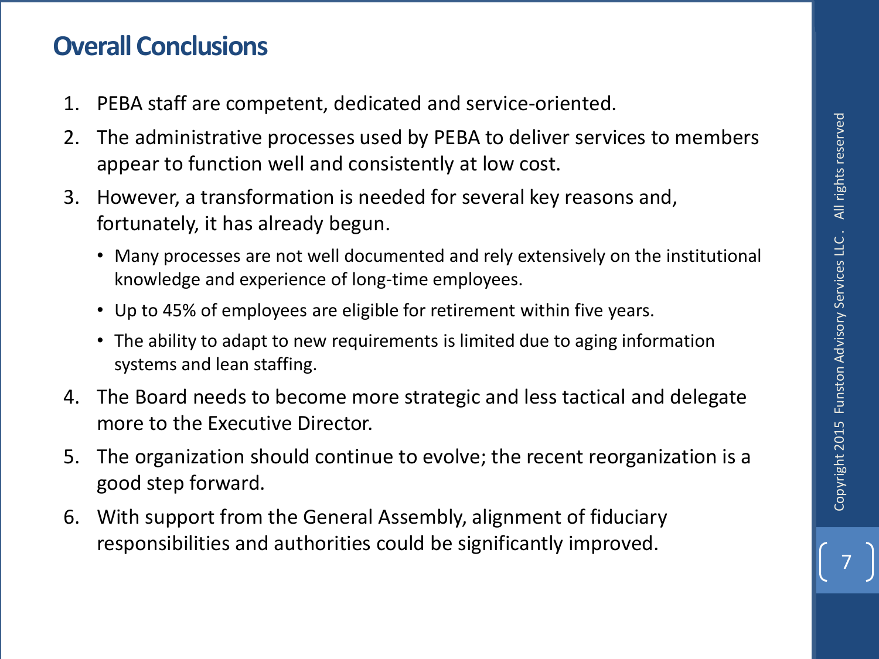## Overall Conclusions

1. PEBA staff are competent, dedicated and service-oriented.
2. The administrative processes used by PEBA to deliver services to members appear to function well and consistently at low cost.
3. However, a transformation is needed for several key reasons and, fortunately, it has already begun.
   - Many processes are not well documented and rely extensively on the institutional knowledge and experience of long-time employees.
   - Up to 45% of employees are eligible for retirement within five years.
   - The ability to adapt to new requirements is limited due to aging information systems and lean staffing.
4. The Board needs to become more strategic and less tactical and delegate more to the Executive Director.
5. The organization should continue to evolve; the recent reorganization is a good step forward.
6. With support from the General Assembly, alignment of fiduciary responsibilities and authorities could be significantly improved.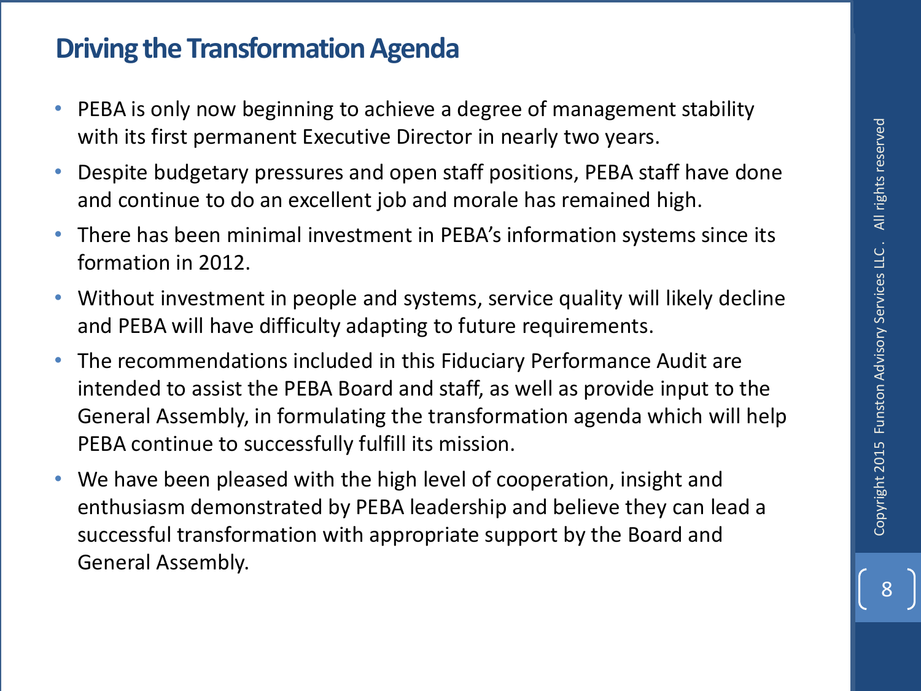# Driving the Transformation Agenda

- PEBA is only now beginning to achieve a degree of management stability with its first permanent Executive Director in nearly two years.
- Despite budgetary pressures and open staff positions, PEBA staff have done and continue to do an excellent job and morale has remained high.
- There has been minimal investment in PEBA's information systems since its formation in 2012.
- Without investment in people and systems, service quality will likely decline and PEBA will have difficulty adapting to future requirements.
- The recommendations included in this Fiduciary Performance Audit are intended to assist the PEBA Board and staff, as well as provide input to the General Assembly, in formulating the transformation agenda which will help PEBA continue to successfully fulfill its mission.
- We have been pleased with the high level of cooperation, insight and enthusiasm demonstrated by PEBA leadership and believe they can lead a successful transformation with appropriate support by the Board and General Assembly.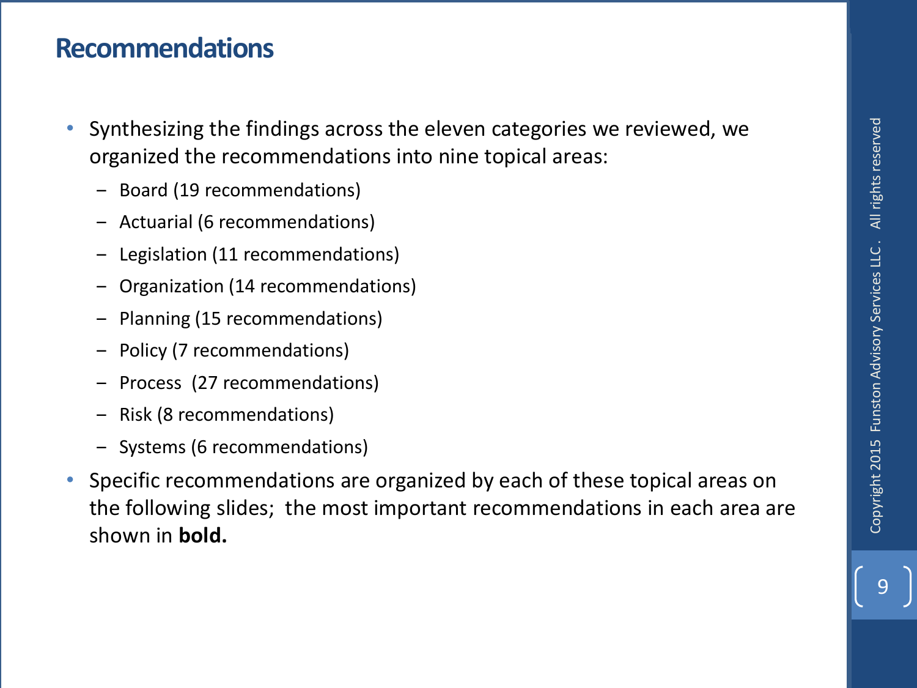## Recommendations

- Synthesizing the findings across the eleven categories we reviewed, we organized the recommendations into nine topical areas:
  - Board (19 recommendations)
  - Actuarial (6 recommendations)
  - Legislation (11 recommendations)
  - Organization (14 recommendations)
  - Planning (15 recommendations)
  - Policy (7 recommendations)
  - Process (27 recommendations)
  - Risk (8 recommendations)
  - Systems (6 recommendations)
- Specific recommendations are organized by each of these topical areas on the following slides; the most important recommendations in each area are shown in **bold.**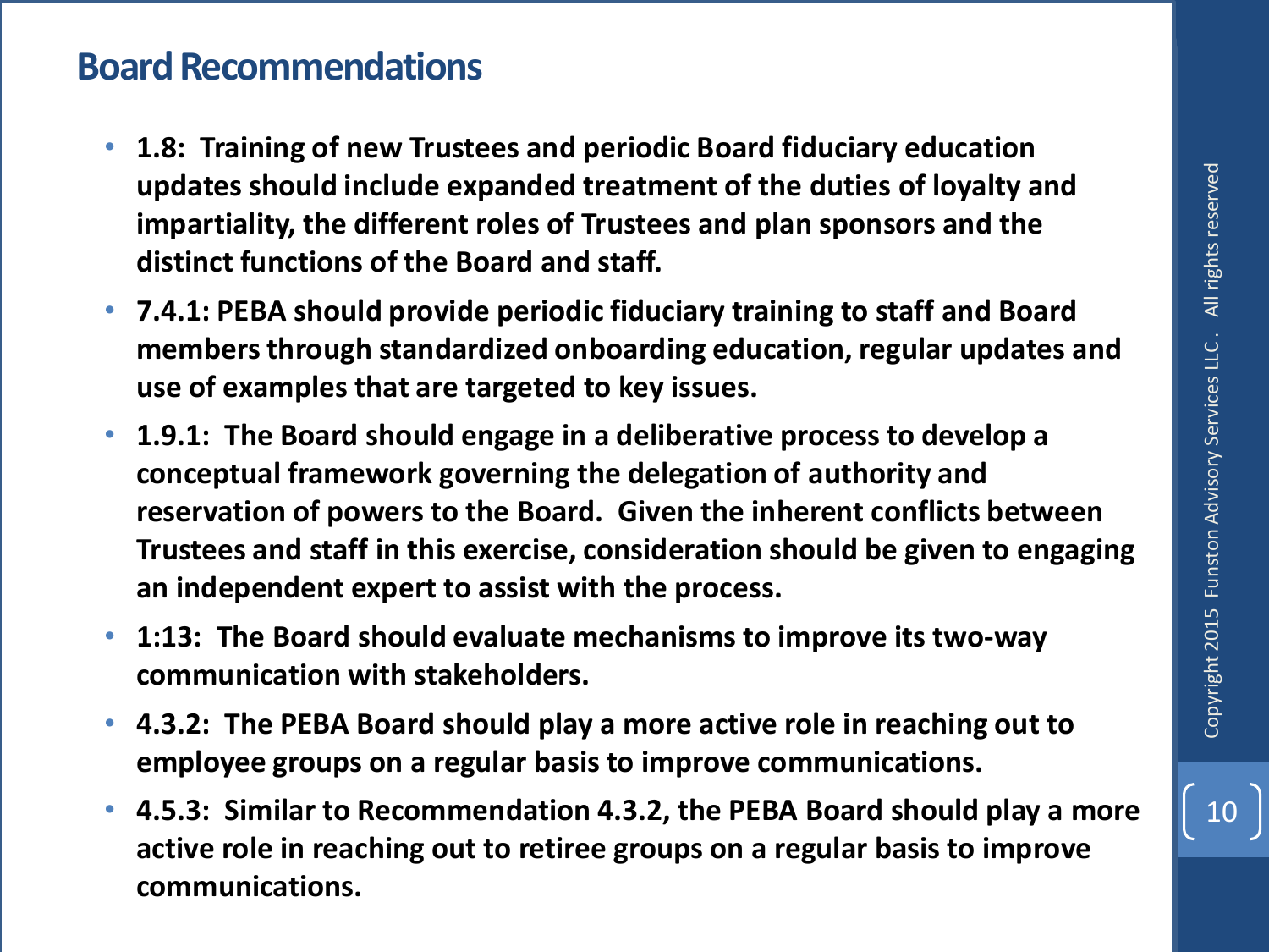## Board Recommendations

- **1.8: Training of new Trustees and periodic Board fiduciary education updates should include expanded treatment of the duties of loyalty and impartiality, the different roles of Trustees and plan sponsors and the distinct functions of the Board and staff.**
- **7.4.1: PEBA should provide periodic fiduciary training to staff and Board members through standardized onboarding education, regular updates and use of examples that are targeted to key issues.**
- **1.9.1: The Board should engage in a deliberative process to develop a conceptual framework governing the delegation of authority and reservation of powers to the Board. Given the inherent conflicts between Trustees and staff in this exercise, consideration should be given to engaging an independent expert to assist with the process.**
- **1:13: The Board should evaluate mechanisms to improve its two-way communication with stakeholders.**
- **4.3.2: The PEBA Board should play a more active role in reaching out to employee groups on a regular basis to improve communications.**
- **4.5.3: Similar to Recommendation 4.3.2, the PEBA Board should play a more active role in reaching out to retiree groups on a regular basis to improve communications.**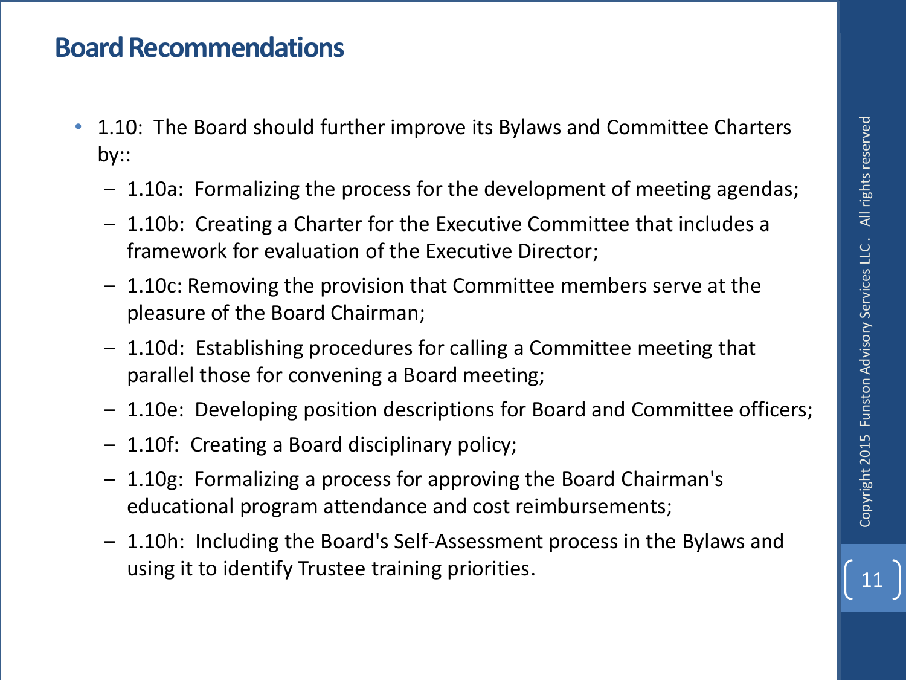## Board Recommendations

- 1.10: The Board should further improve its Bylaws and Committee Charters by::
  - 1.10a: Formalizing the process for the development of meeting agendas;
  - 1.10b: Creating a Charter for the Executive Committee that includes a framework for evaluation of the Executive Director;
  - 1.10c: Removing the provision that Committee members serve at the pleasure of the Board Chairman;
  - 1.10d: Establishing procedures for calling a Committee meeting that parallel those for convening a Board meeting;
  - 1.10e: Developing position descriptions for Board and Committee officers;
  - 1.10f: Creating a Board disciplinary policy;
  - 1.10g: Formalizing a process for approving the Board Chairman's educational program attendance and cost reimbursements;
  - 1.10h: Including the Board's Self-Assessment process in the Bylaws and using it to identify Trustee training priorities.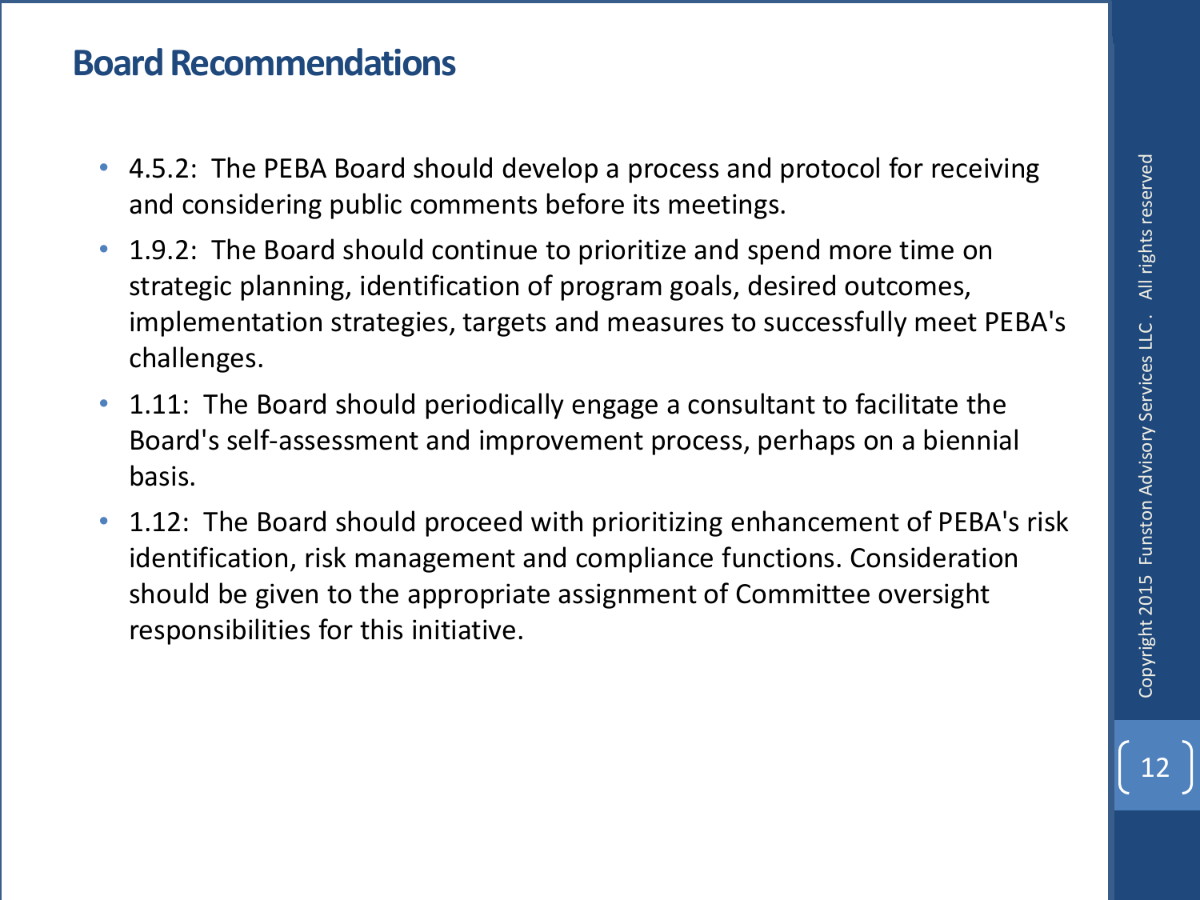# Board Recommendations

- 4.5.2: The PEBA Board should develop a process and protocol for receiving and considering public comments before its meetings.
- 1.9.2: The Board should continue to prioritize and spend more time on strategic planning, identification of program goals, desired outcomes, implementation strategies, targets and measures to successfully meet PEBA's challenges.
- 1.11: The Board should periodically engage a consultant to facilitate the Board's self-assessment and improvement process, perhaps on a biennial basis.
- 1.12: The Board should proceed with prioritizing enhancement of PEBA's risk identification, risk management and compliance functions. Consideration should be given to the appropriate assignment of Committee oversight responsibilities for this initiative.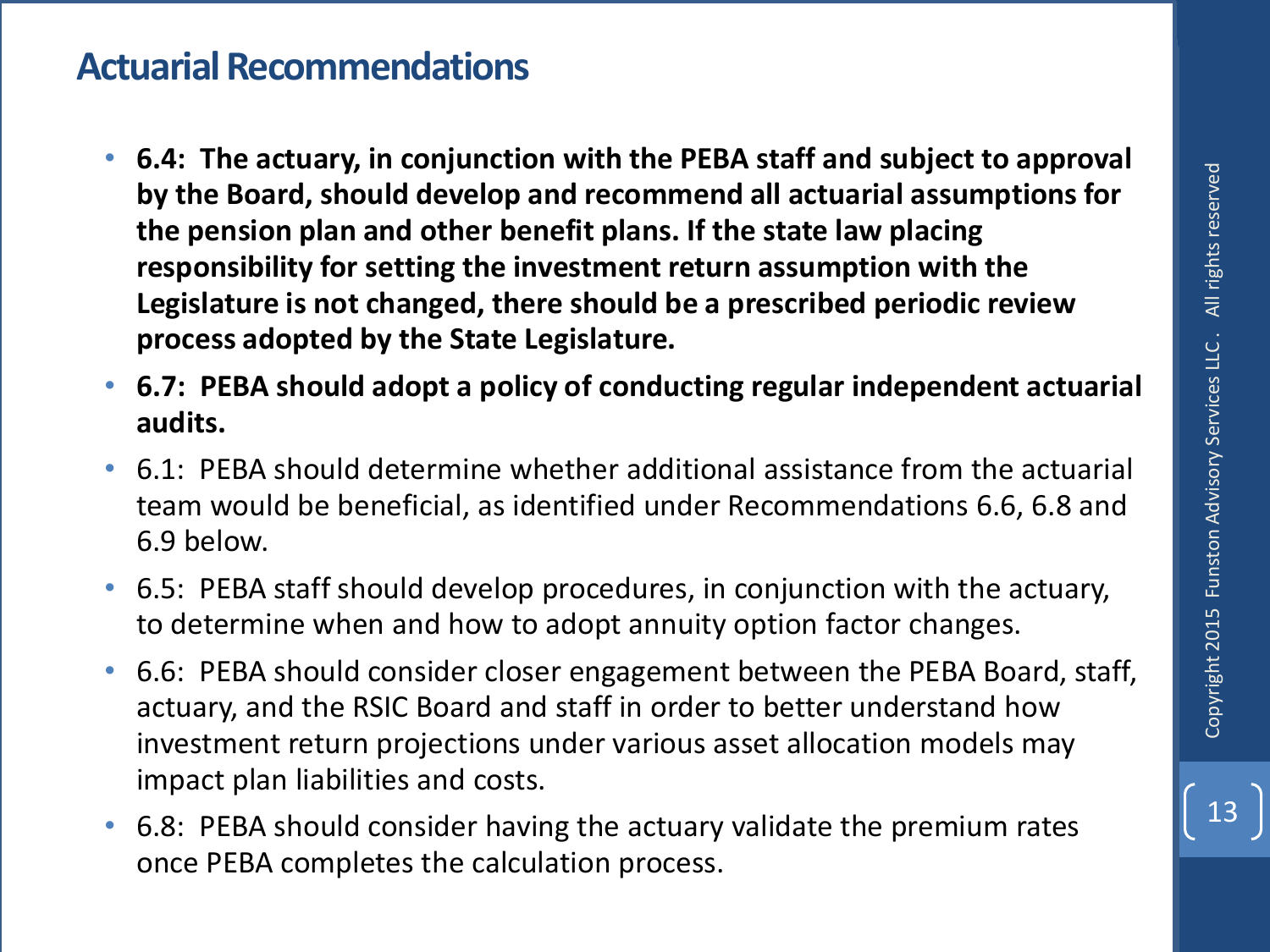## Actuarial Recommendations

- **6.4: The actuary, in conjunction with the PEBA staff and subject to approval by the Board, should develop and recommend all actuarial assumptions for the pension plan and other benefit plans. If the state law placing responsibility for setting the investment return assumption with the Legislature is not changed, there should be a prescribed periodic review process adopted by the State Legislature.**
- **6.7: PEBA should adopt a policy of conducting regular independent actuarial audits.**
- 6.1: PEBA should determine whether additional assistance from the actuarial team would be beneficial, as identified under Recommendations 6.6, 6.8 and 6.9 below.
- 6.5: PEBA staff should develop procedures, in conjunction with the actuary, to determine when and how to adopt annuity option factor changes.
- 6.6: PEBA should consider closer engagement between the PEBA Board, staff, actuary, and the RSIC Board and staff in order to better understand how investment return projections under various asset allocation models may impact plan liabilities and costs.
- 6.8: PEBA should consider having the actuary validate the premium rates once PEBA completes the calculation process.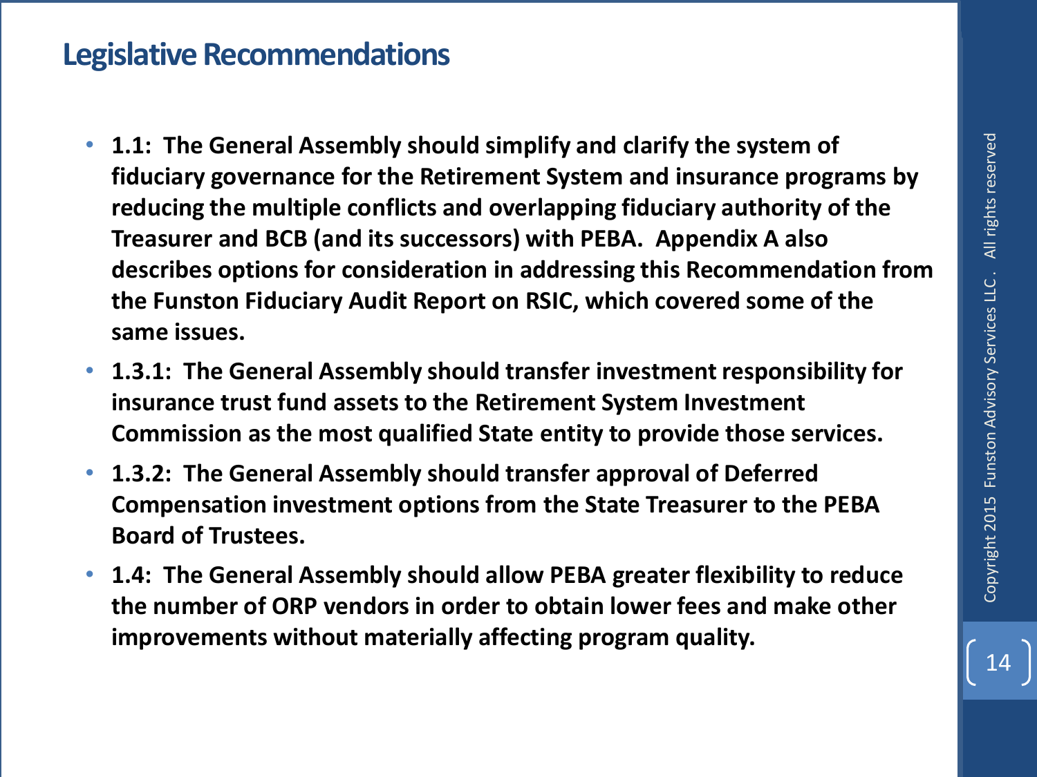## Legislative Recommendations

- **1.1: The General Assembly should simplify and clarify the system of fiduciary governance for the Retirement System and insurance programs by reducing the multiple conflicts and overlapping fiduciary authority of the Treasurer and BCB (and its successors) with PEBA. Appendix A also describes options for consideration in addressing this Recommendation from the Funston Fiduciary Audit Report on RSIC, which covered some of the same issues.**
- **1.3.1: The General Assembly should transfer investment responsibility for insurance trust fund assets to the Retirement System Investment Commission as the most qualified State entity to provide those services.**
- **1.3.2: The General Assembly should transfer approval of Deferred Compensation investment options from the State Treasurer to the PEBA Board of Trustees.**
- **1.4: The General Assembly should allow PEBA greater flexibility to reduce the number of ORP vendors in order to obtain lower fees and make other improvements without materially affecting program quality.**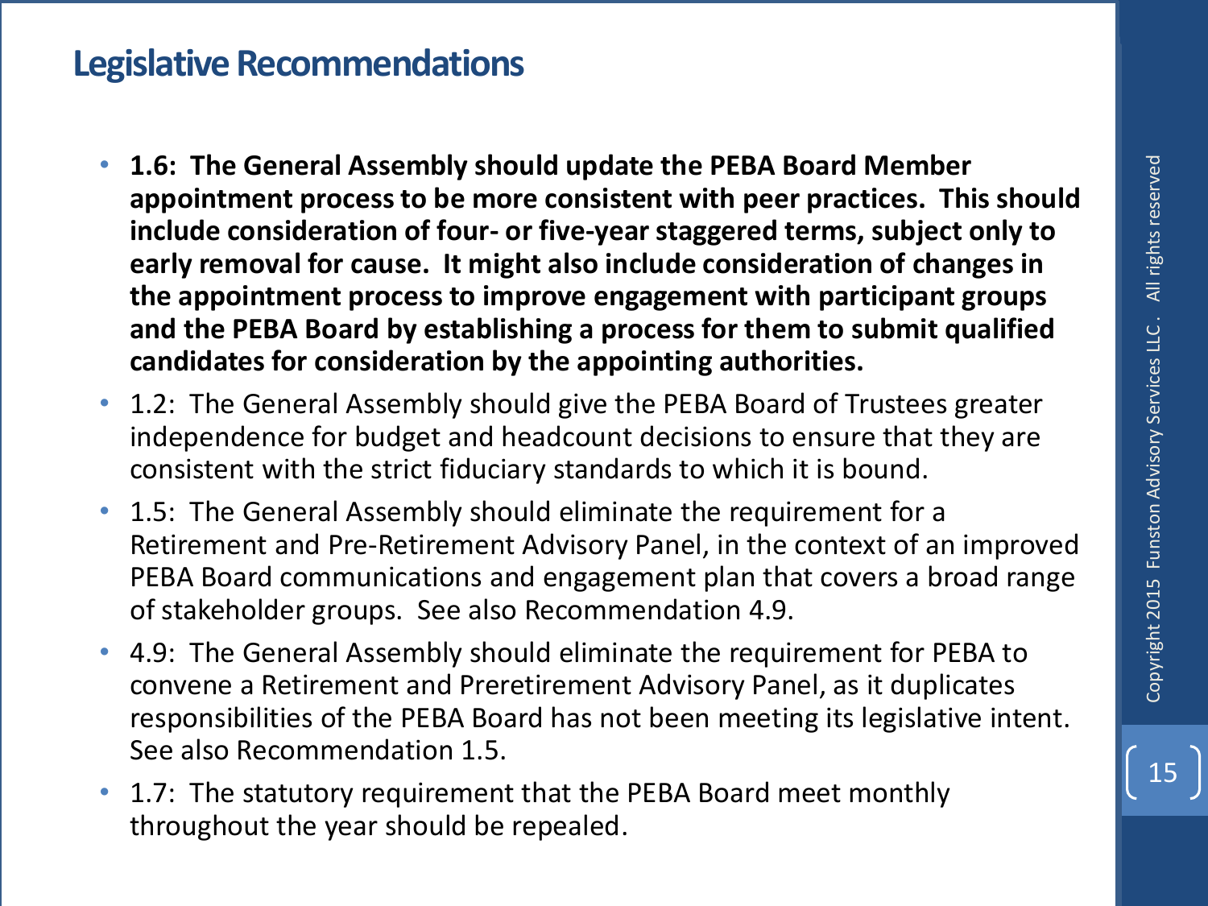# Legislative Recommendations

- **1.6: The General Assembly should update the PEBA Board Member appointment process to be more consistent with peer practices. This should include consideration of four- or five-year staggered terms, subject only to early removal for cause. It might also include consideration of changes in the appointment process to improve engagement with participant groups and the PEBA Board by establishing a process for them to submit qualified candidates for consideration by the appointing authorities.**
- 1.2: The General Assembly should give the PEBA Board of Trustees greater independence for budget and headcount decisions to ensure that they are consistent with the strict fiduciary standards to which it is bound.
- 1.5: The General Assembly should eliminate the requirement for a Retirement and Pre-Retirement Advisory Panel, in the context of an improved PEBA Board communications and engagement plan that covers a broad range of stakeholder groups. See also Recommendation 4.9.
- 4.9: The General Assembly should eliminate the requirement for PEBA to convene a Retirement and Preretirement Advisory Panel, as it duplicates responsibilities of the PEBA Board has not been meeting its legislative intent. See also Recommendation 1.5.
- 1.7: The statutory requirement that the PEBA Board meet monthly throughout the year should be repealed.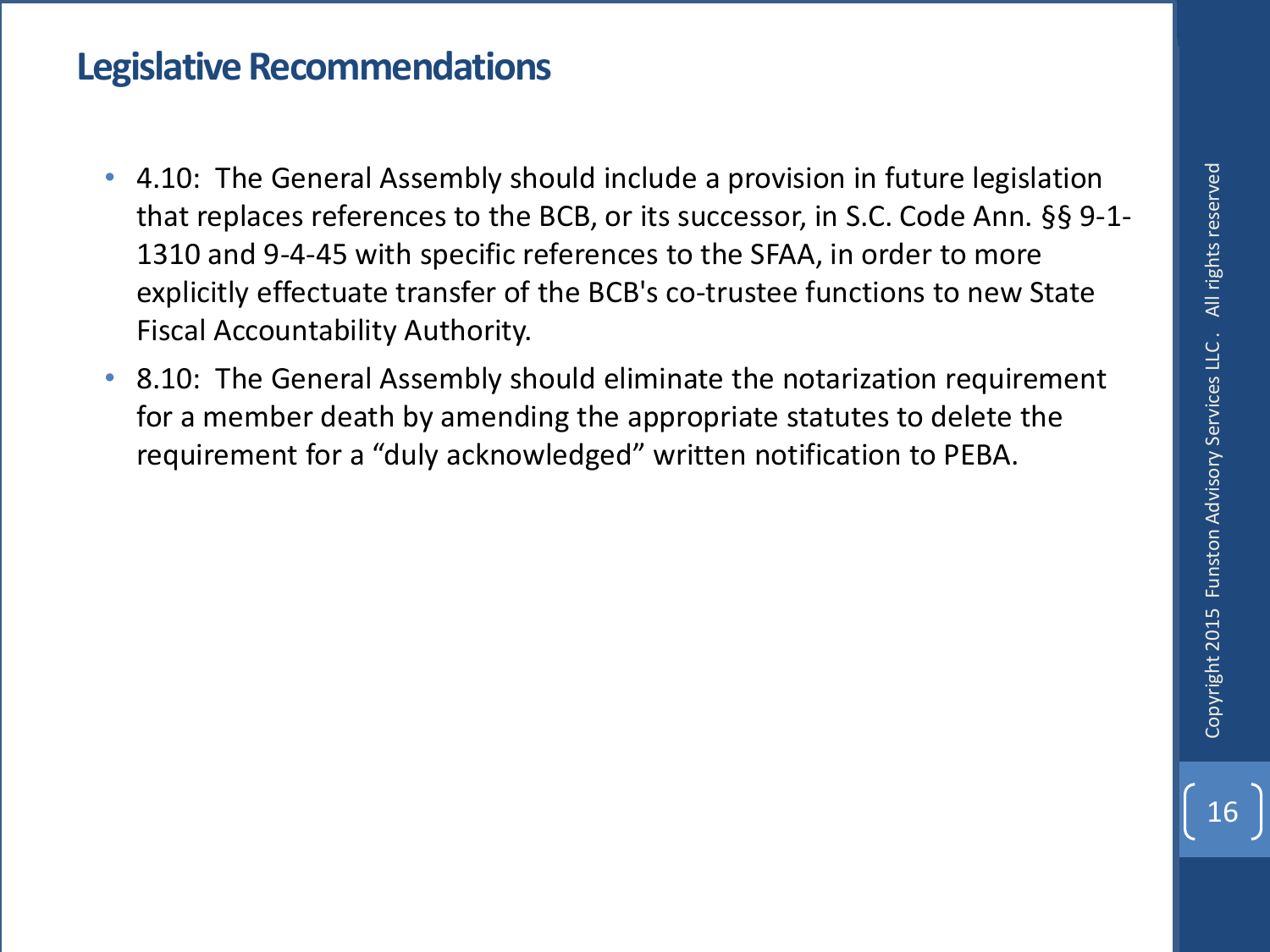## Legislative Recommendations

- 4.10: The General Assembly should include a provision in future legislation that replaces references to the BCB, or its successor, in S.C. Code Ann. §§ 9-1-1310 and 9-4-45 with specific references to the SFAA, in order to more explicitly effectuate transfer of the BCB's co-trustee functions to new State Fiscal Accountability Authority.
- 8.10: The General Assembly should eliminate the notarization requirement for a member death by amending the appropriate statutes to delete the requirement for a "duly acknowledged" written notification to PEBA.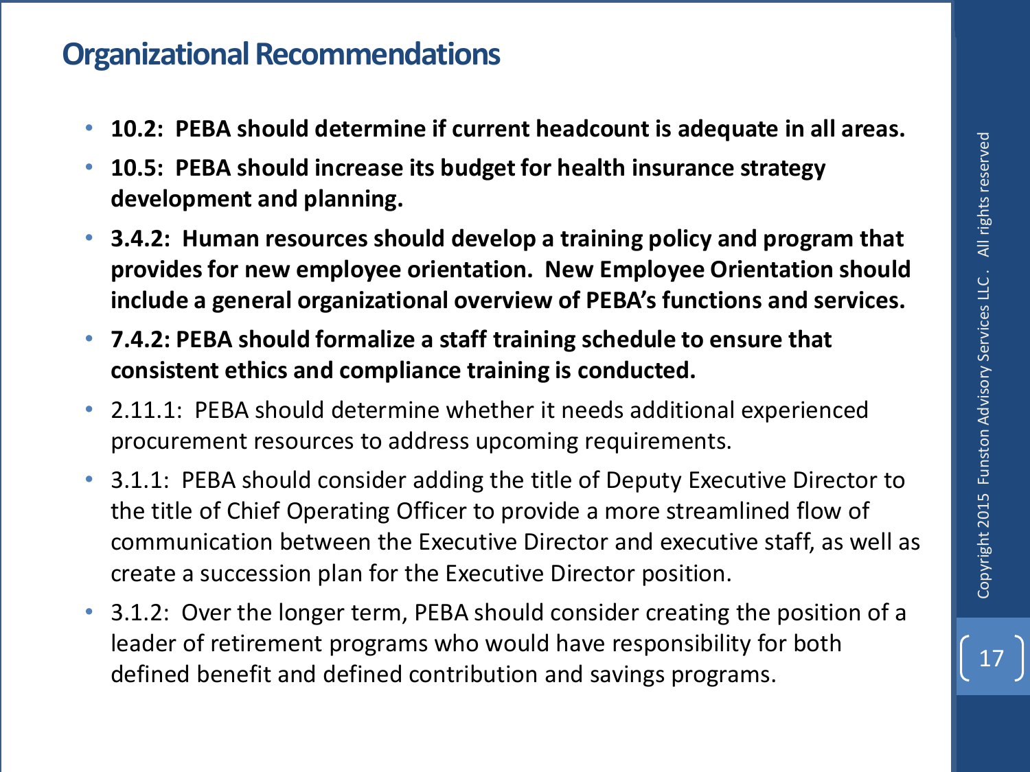# Organizational Recommendations

- **10.2: PEBA should determine if current headcount is adequate in all areas.**
- **10.5: PEBA should increase its budget for health insurance strategy development and planning.**
- **3.4.2: Human resources should develop a training policy and program that provides for new employee orientation. New Employee Orientation should include a general organizational overview of PEBA's functions and services.**
- **7.4.2: PEBA should formalize a staff training schedule to ensure that consistent ethics and compliance training is conducted.**
- 2.11.1: PEBA should determine whether it needs additional experienced procurement resources to address upcoming requirements.
- 3.1.1: PEBA should consider adding the title of Deputy Executive Director to the title of Chief Operating Officer to provide a more streamlined flow of communication between the Executive Director and executive staff, as well as create a succession plan for the Executive Director position.
- 3.1.2: Over the longer term, PEBA should consider creating the position of a leader of retirement programs who would have responsibility for both defined benefit and defined contribution and savings programs.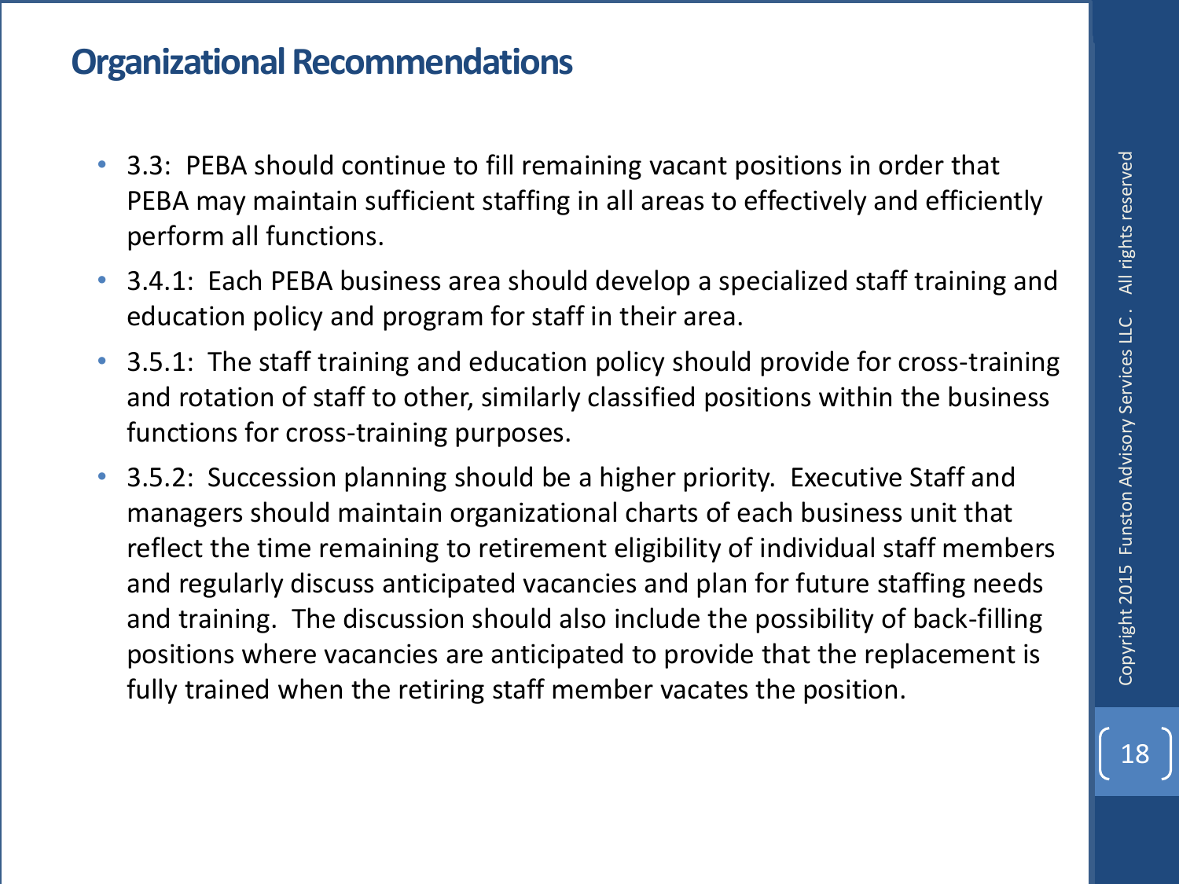## Organizational Recommendations

- 3.3: PEBA should continue to fill remaining vacant positions in order that PEBA may maintain sufficient staffing in all areas to effectively and efficiently perform all functions.
- 3.4.1: Each PEBA business area should develop a specialized staff training and education policy and program for staff in their area.
- 3.5.1: The staff training and education policy should provide for cross-training and rotation of staff to other, similarly classified positions within the business functions for cross-training purposes.
- 3.5.2: Succession planning should be a higher priority. Executive Staff and managers should maintain organizational charts of each business unit that reflect the time remaining to retirement eligibility of individual staff members and regularly discuss anticipated vacancies and plan for future staffing needs and training. The discussion should also include the possibility of back-filling positions where vacancies are anticipated to provide that the replacement is fully trained when the retiring staff member vacates the position.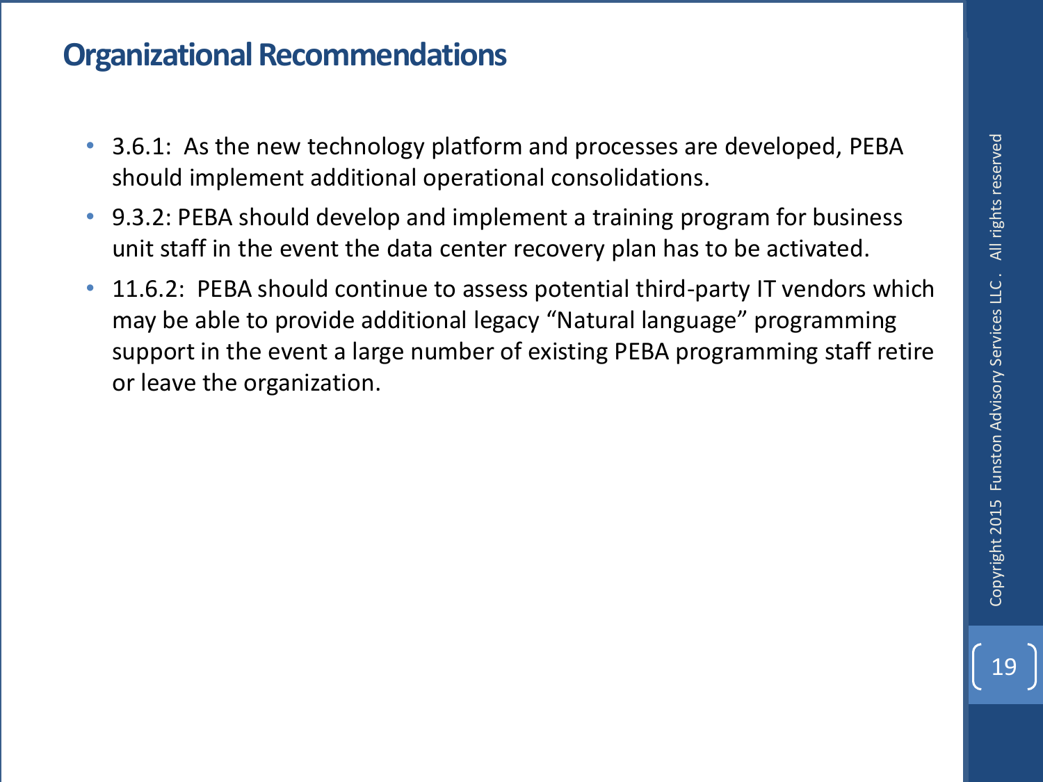# Organizational Recommendations

- 3.6.1: As the new technology platform and processes are developed, PEBA should implement additional operational consolidations.
- 9.3.2: PEBA should develop and implement a training program for business unit staff in the event the data center recovery plan has to be activated.
- 11.6.2: PEBA should continue to assess potential third-party IT vendors which may be able to provide additional legacy “Natural language” programming support in the event a large number of existing PEBA programming staff retire or leave the organization.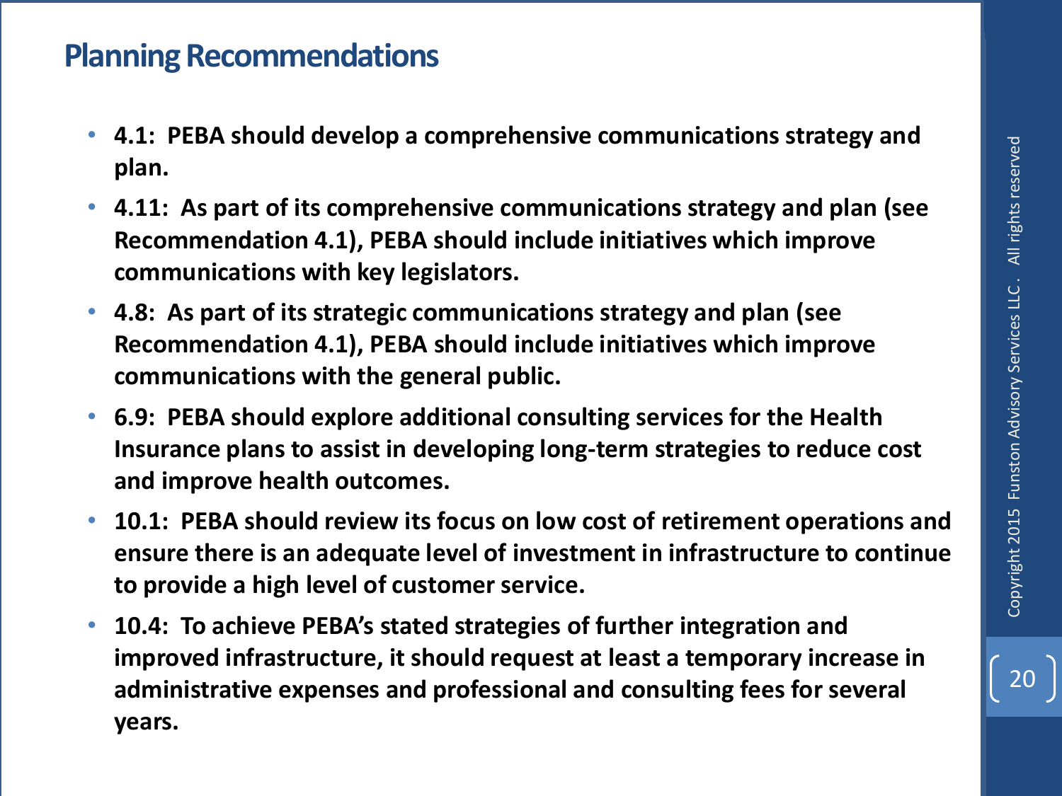## Planning Recommendations

- **4.1: PEBA should develop a comprehensive communications strategy and plan.**
- **4.11: As part of its comprehensive communications strategy and plan (see Recommendation 4.1), PEBA should include initiatives which improve communications with key legislators.**
- **4.8: As part of its strategic communications strategy and plan (see Recommendation 4.1), PEBA should include initiatives which improve communications with the general public.**
- **6.9: PEBA should explore additional consulting services for the Health Insurance plans to assist in developing long-term strategies to reduce cost and improve health outcomes.**
- **10.1: PEBA should review its focus on low cost of retirement operations and ensure there is an adequate level of investment in infrastructure to continue to provide a high level of customer service.**
- **10.4: To achieve PEBA's stated strategies of further integration and improved infrastructure, it should request at least a temporary increase in administrative expenses and professional and consulting fees for several years.**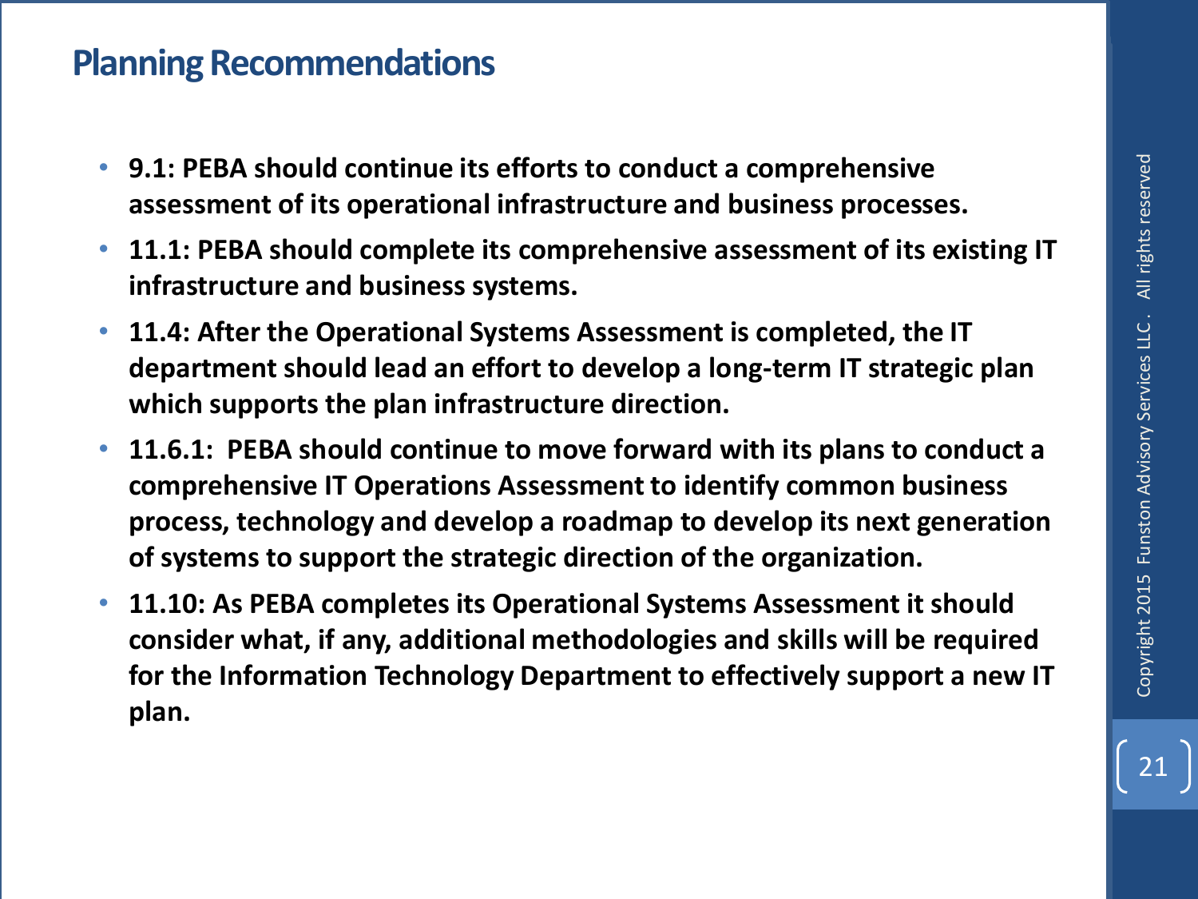# Planning Recommendations

- **9.1: PEBA should continue its efforts to conduct a comprehensive assessment of its operational infrastructure and business processes.**
- **11.1: PEBA should complete its comprehensive assessment of its existing IT infrastructure and business systems.**
- **11.4: After the Operational Systems Assessment is completed, the IT department should lead an effort to develop a long-term IT strategic plan which supports the plan infrastructure direction.**
- **11.6.1: PEBA should continue to move forward with its plans to conduct a comprehensive IT Operations Assessment to identify common business process, technology and develop a roadmap to develop its next generation of systems to support the strategic direction of the organization.**
- **11.10: As PEBA completes its Operational Systems Assessment it should consider what, if any, additional methodologies and skills will be required for the Information Technology Department to effectively support a new IT plan.**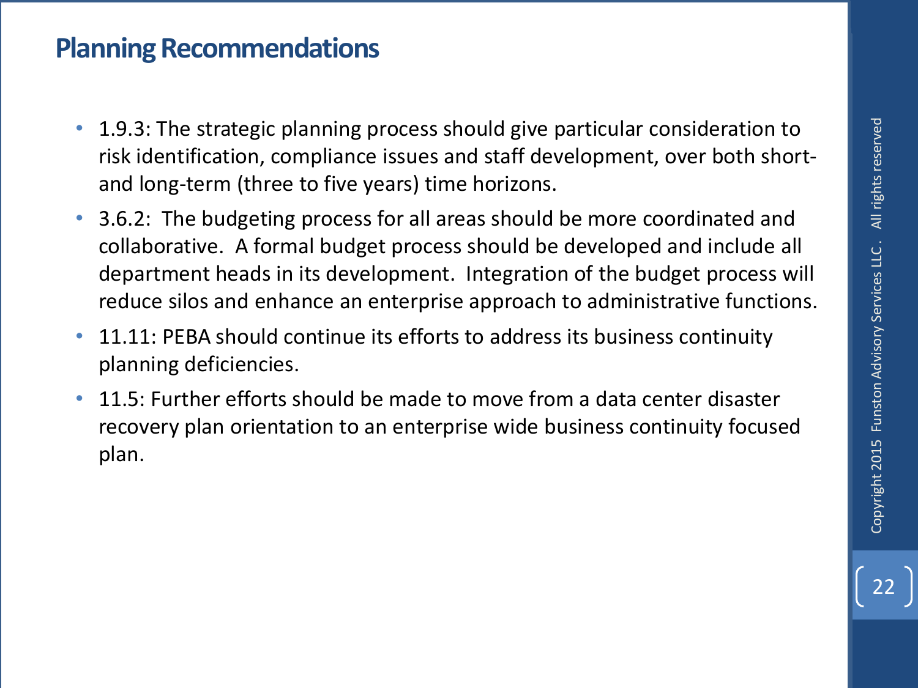# Planning Recommendations

- 1.9.3: The strategic planning process should give particular consideration to risk identification, compliance issues and staff development, over both short- and long-term (three to five years) time horizons.
- 3.6.2: The budgeting process for all areas should be more coordinated and collaborative. A formal budget process should be developed and include all department heads in its development. Integration of the budget process will reduce silos and enhance an enterprise approach to administrative functions.
- 11.11: PEBA should continue its efforts to address its business continuity planning deficiencies.
- 11.5: Further efforts should be made to move from a data center disaster recovery plan orientation to an enterprise wide business continuity focused plan.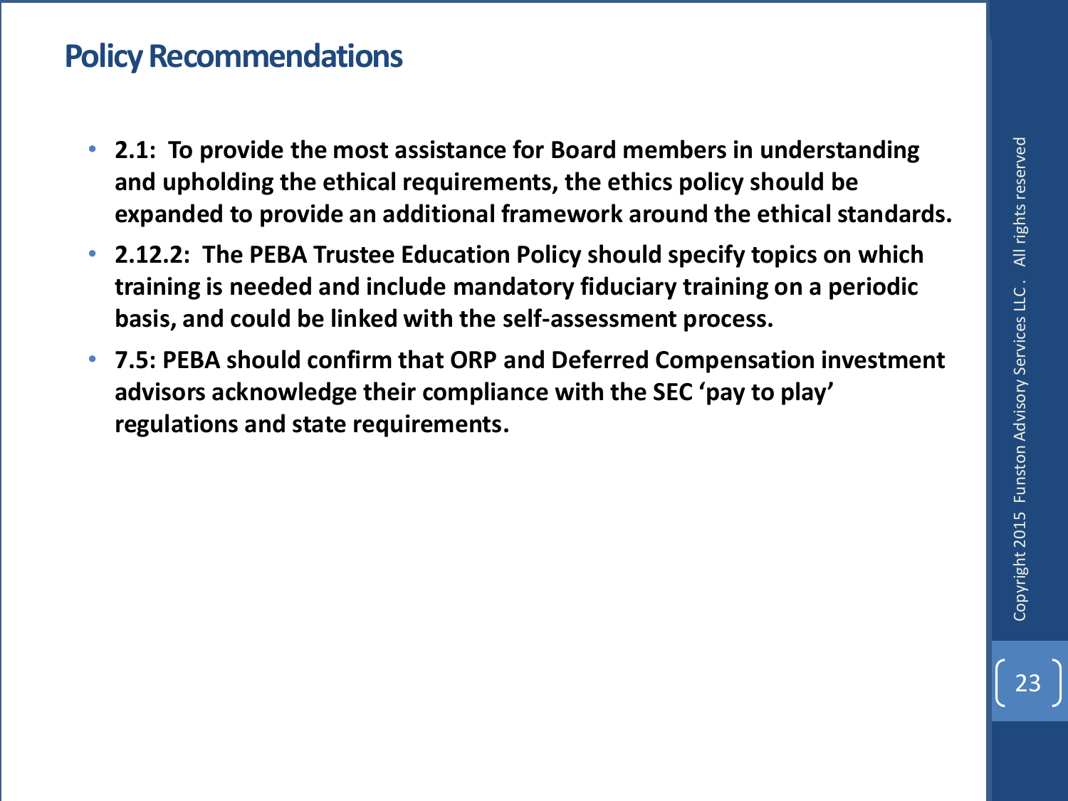## Policy Recommendations

- **2.1: To provide the most assistance for Board members in understanding and upholding the ethical requirements, the ethics policy should be expanded to provide an additional framework around the ethical standards.**
- **2.12.2: The PEBA Trustee Education Policy should specify topics on which training is needed and include mandatory fiduciary training on a periodic basis, and could be linked with the self-assessment process.**
- **7.5: PEBA should confirm that ORP and Deferred Compensation investment advisors acknowledge their compliance with the SEC 'pay to play' regulations and state requirements.**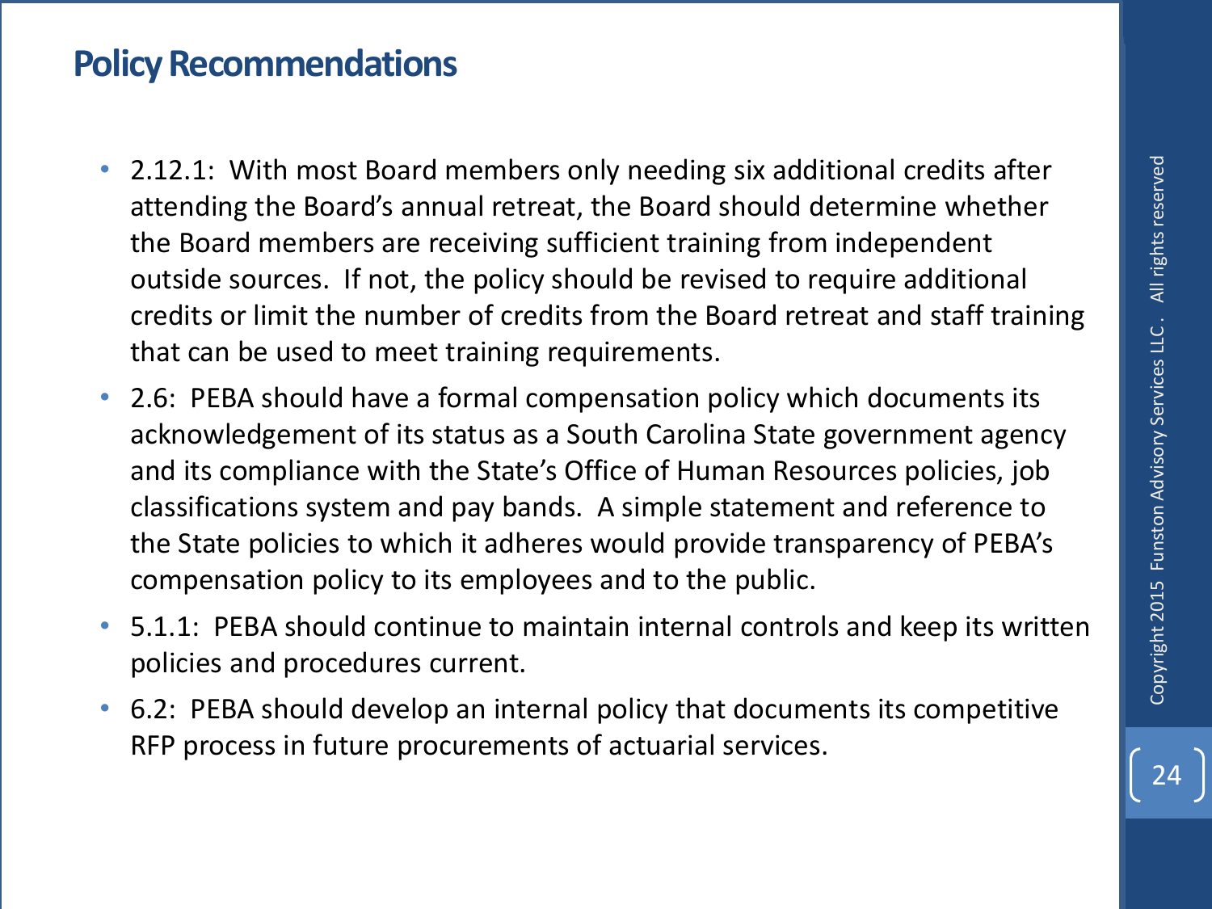## Policy Recommendations

- 2.12.1: With most Board members only needing six additional credits after attending the Board's annual retreat, the Board should determine whether the Board members are receiving sufficient training from independent outside sources. If not, the policy should be revised to require additional credits or limit the number of credits from the Board retreat and staff training that can be used to meet training requirements.
- 2.6: PEBA should have a formal compensation policy which documents its acknowledgement of its status as a South Carolina State government agency and its compliance with the State's Office of Human Resources policies, job classifications system and pay bands. A simple statement and reference to the State policies to which it adheres would provide transparency of PEBA's compensation policy to its employees and to the public.
- 5.1.1: PEBA should continue to maintain internal controls and keep its written policies and procedures current.
- 6.2: PEBA should develop an internal policy that documents its competitive RFP process in future procurements of actuarial services.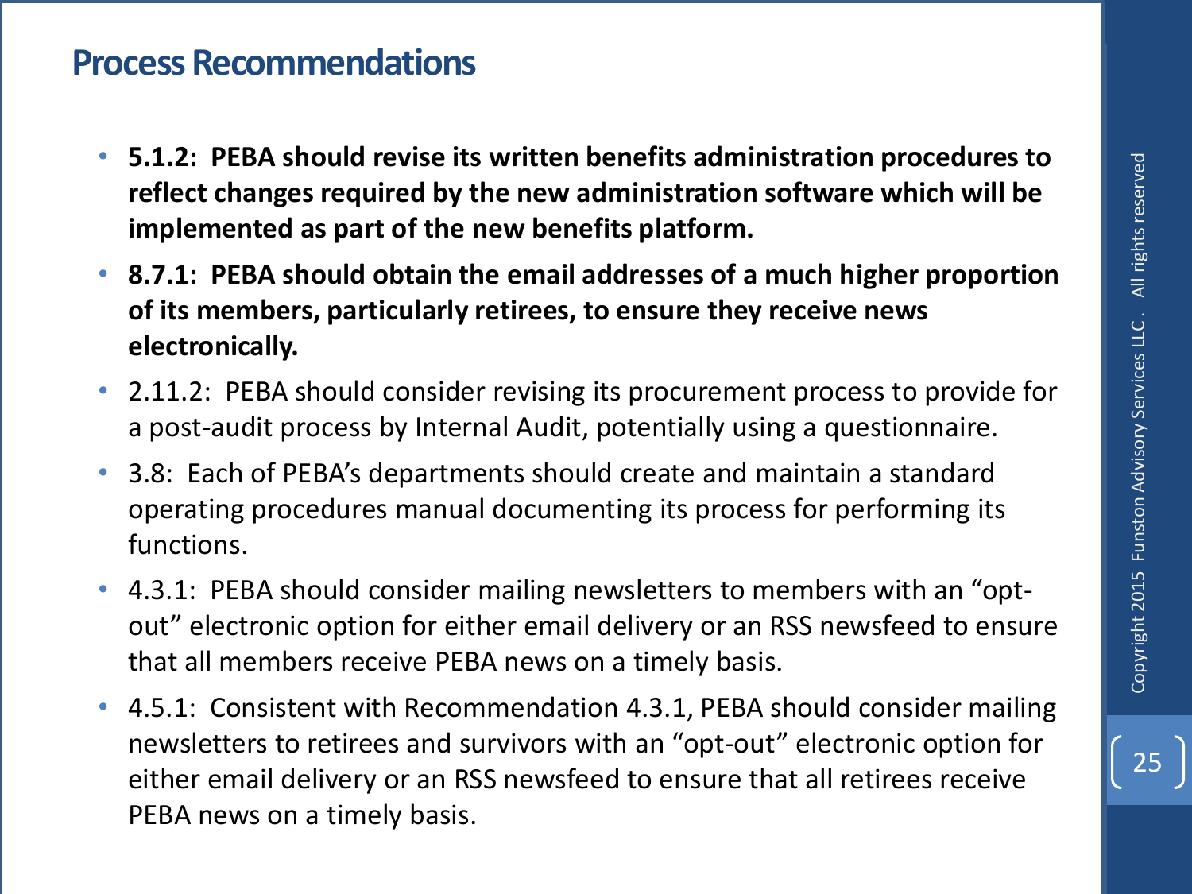# Process Recommendations

- **5.1.2: PEBA should revise its written benefits administration procedures to reflect changes required by the new administration software which will be implemented as part of the new benefits platform.**
- **8.7.1: PEBA should obtain the email addresses of a much higher proportion of its members, particularly retirees, to ensure they receive news electronically.**
- 2.11.2: PEBA should consider revising its procurement process to provide for a post-audit process by Internal Audit, potentially using a questionnaire.
- 3.8: Each of PEBA's departments should create and maintain a standard operating procedures manual documenting its process for performing its functions.
- 4.3.1: PEBA should consider mailing newsletters to members with an "opt-out" electronic option for either email delivery or an RSS newsfeed to ensure that all members receive PEBA news on a timely basis.
- 4.5.1: Consistent with Recommendation 4.3.1, PEBA should consider mailing newsletters to retirees and survivors with an "opt-out" electronic option for either email delivery or an RSS newsfeed to ensure that all retirees receive PEBA news on a timely basis.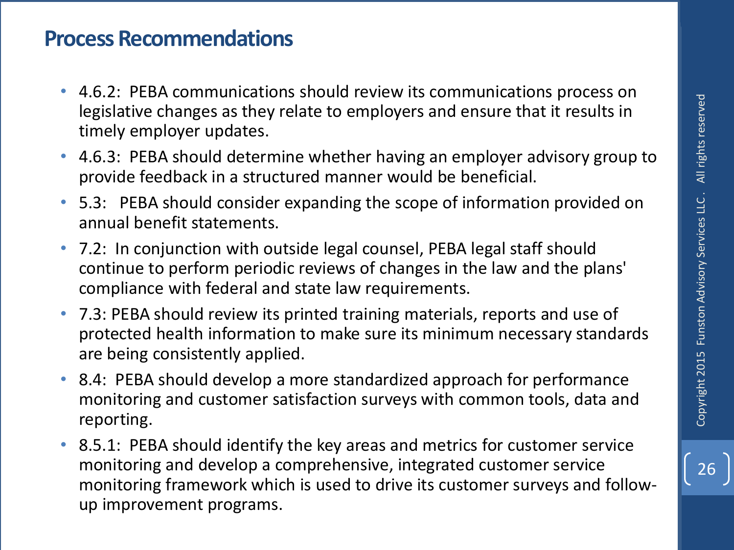# Process Recommendations

- 4.6.2: PEBA communications should review its communications process on legislative changes as they relate to employers and ensure that it results in timely employer updates.
- 4.6.3: PEBA should determine whether having an employer advisory group to provide feedback in a structured manner would be beneficial.
- 5.3: PEBA should consider expanding the scope of information provided on annual benefit statements.
- 7.2: In conjunction with outside legal counsel, PEBA legal staff should continue to perform periodic reviews of changes in the law and the plans' compliance with federal and state law requirements.
- 7.3: PEBA should review its printed training materials, reports and use of protected health information to make sure its minimum necessary standards are being consistently applied.
- 8.4: PEBA should develop a more standardized approach for performance monitoring and customer satisfaction surveys with common tools, data and reporting.
- 8.5.1: PEBA should identify the key areas and metrics for customer service monitoring and develop a comprehensive, integrated customer service monitoring framework which is used to drive its customer surveys and follow-up improvement programs.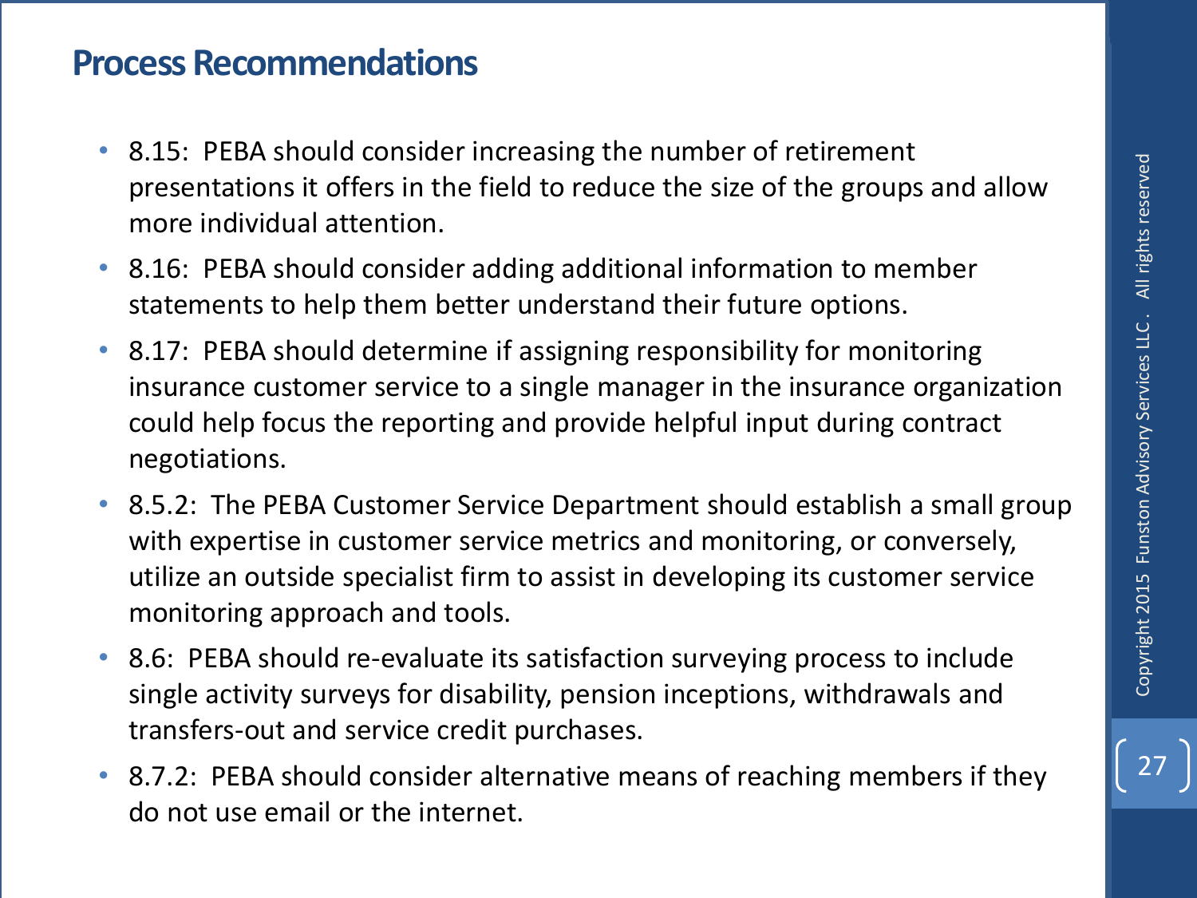# Process Recommendations

- 8.15: PEBA should consider increasing the number of retirement presentations it offers in the field to reduce the size of the groups and allow more individual attention.
- 8.16: PEBA should consider adding additional information to member statements to help them better understand their future options.
- 8.17: PEBA should determine if assigning responsibility for monitoring insurance customer service to a single manager in the insurance organization could help focus the reporting and provide helpful input during contract negotiations.
- 8.5.2: The PEBA Customer Service Department should establish a small group with expertise in customer service metrics and monitoring, or conversely, utilize an outside specialist firm to assist in developing its customer service monitoring approach and tools.
- 8.6: PEBA should re-evaluate its satisfaction surveying process to include single activity surveys for disability, pension inceptions, withdrawals and transfers-out and service credit purchases.
- 8.7.2: PEBA should consider alternative means of reaching members if they do not use email or the internet.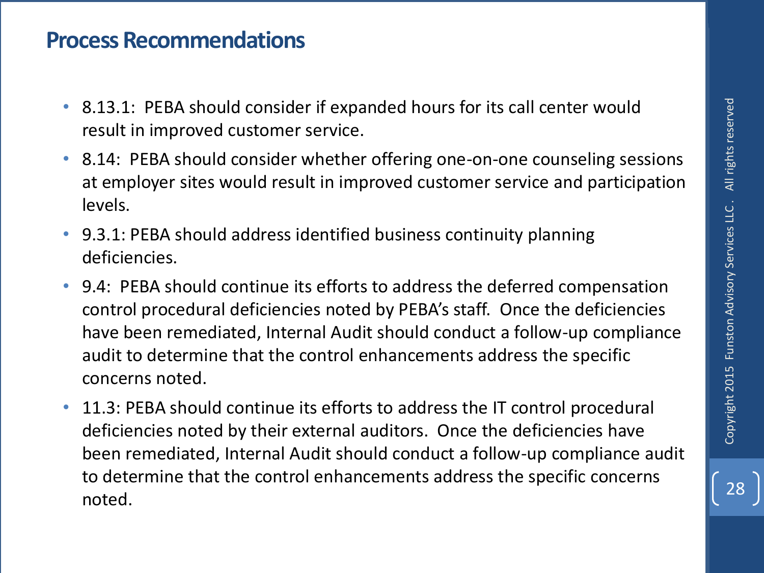# Process Recommendations

- 8.13.1: PEBA should consider if expanded hours for its call center would result in improved customer service.
- 8.14: PEBA should consider whether offering one-on-one counseling sessions at employer sites would result in improved customer service and participation levels.
- 9.3.1: PEBA should address identified business continuity planning deficiencies.
- 9.4: PEBA should continue its efforts to address the deferred compensation control procedural deficiencies noted by PEBA's staff. Once the deficiencies have been remediated, Internal Audit should conduct a follow-up compliance audit to determine that the control enhancements address the specific concerns noted.
- 11.3: PEBA should continue its efforts to address the IT control procedural deficiencies noted by their external auditors. Once the deficiencies have been remediated, Internal Audit should conduct a follow-up compliance audit to determine that the control enhancements address the specific concerns noted.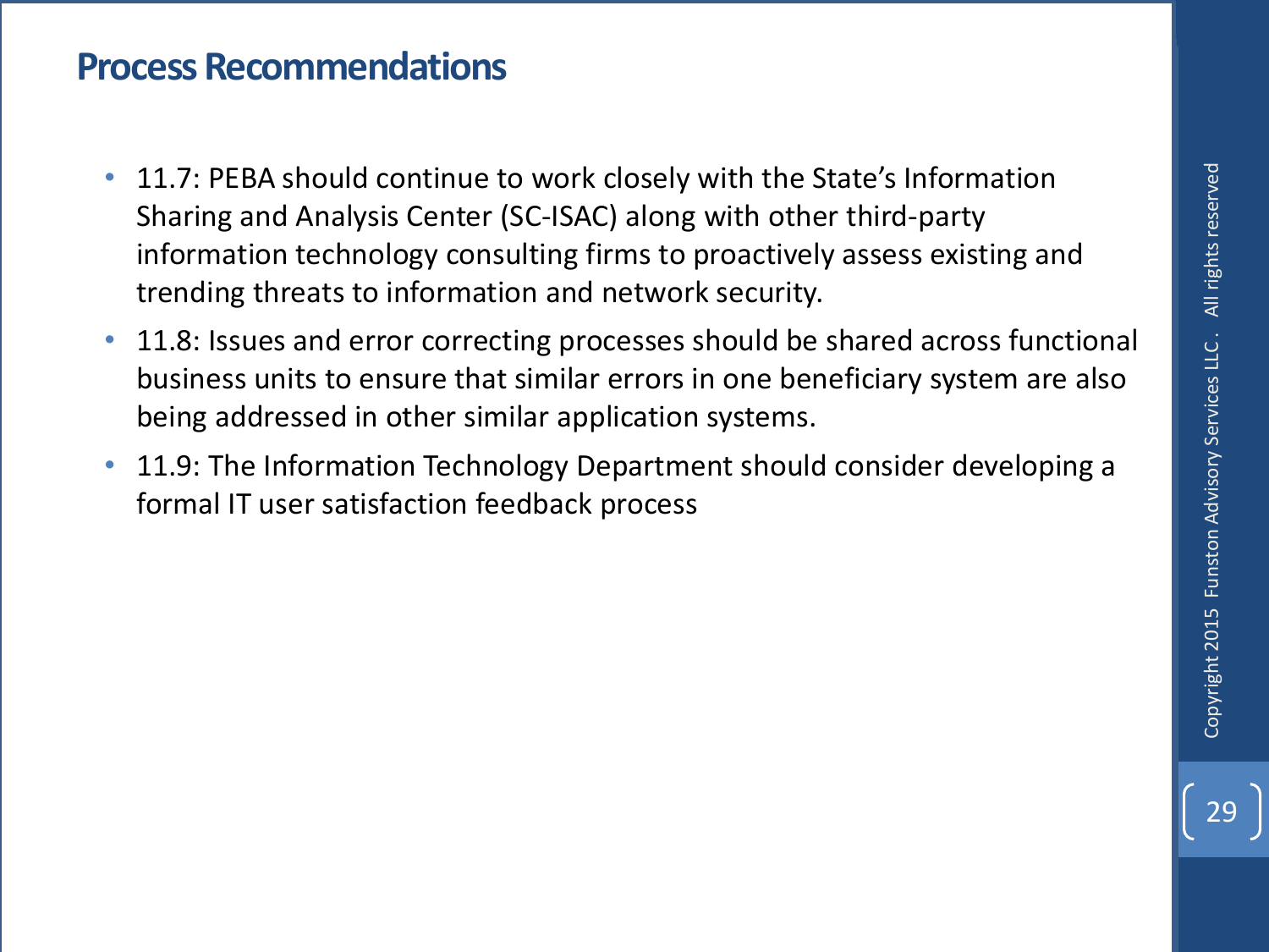# Process Recommendations

- 11.7: PEBA should continue to work closely with the State's Information Sharing and Analysis Center (SC-ISAC) along with other third-party information technology consulting firms to proactively assess existing and trending threats to information and network security.
- 11.8: Issues and error correcting processes should be shared across functional business units to ensure that similar errors in one beneficiary system are also being addressed in other similar application systems.
- 11.9: The Information Technology Department should consider developing a formal IT user satisfaction feedback process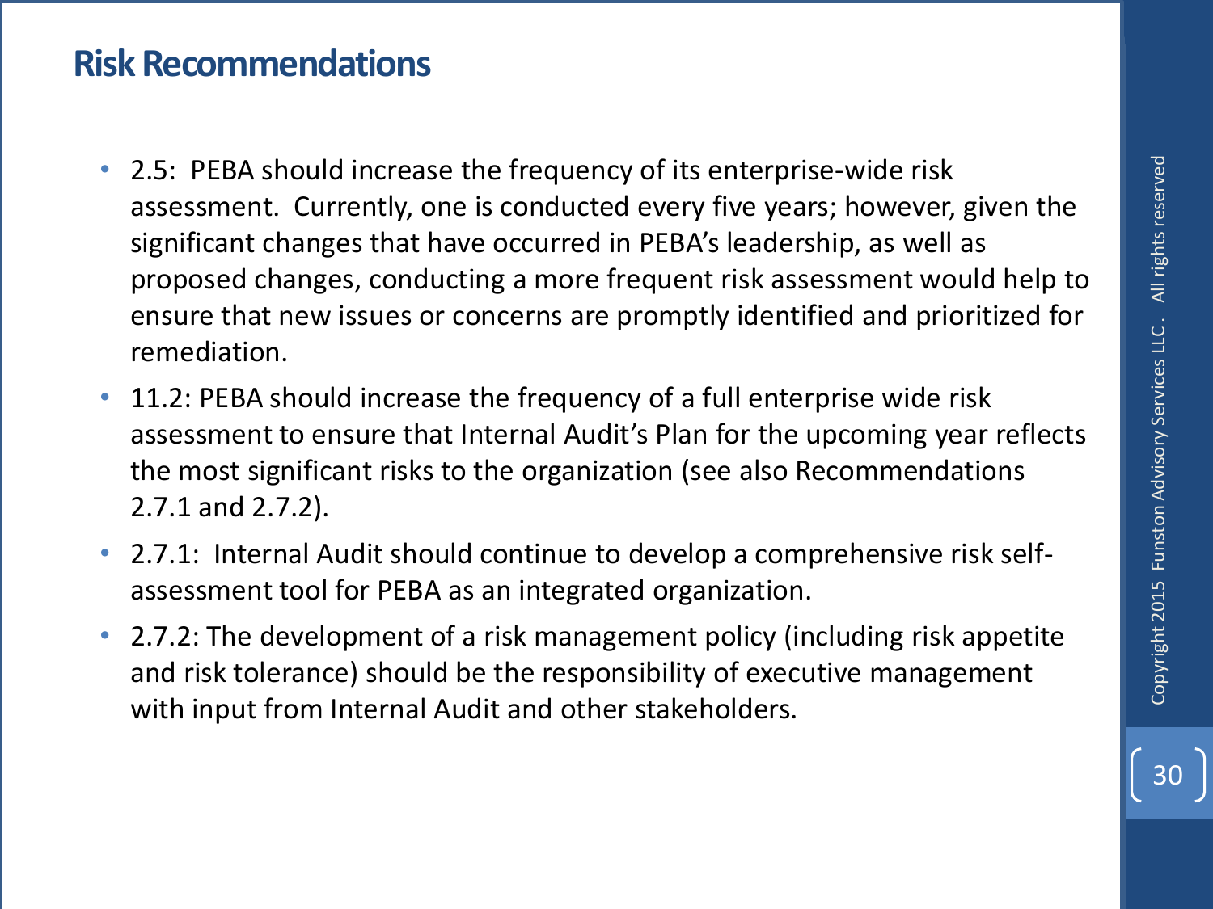# Risk Recommendations

- 2.5: PEBA should increase the frequency of its enterprise-wide risk assessment. Currently, one is conducted every five years; however, given the significant changes that have occurred in PEBA's leadership, as well as proposed changes, conducting a more frequent risk assessment would help to ensure that new issues or concerns are promptly identified and prioritized for remediation.
- 11.2: PEBA should increase the frequency of a full enterprise wide risk assessment to ensure that Internal Audit's Plan for the upcoming year reflects the most significant risks to the organization (see also Recommendations 2.7.1 and 2.7.2).
- 2.7.1: Internal Audit should continue to develop a comprehensive risk self-assessment tool for PEBA as an integrated organization.
- 2.7.2: The development of a risk management policy (including risk appetite and risk tolerance) should be the responsibility of executive management with input from Internal Audit and other stakeholders.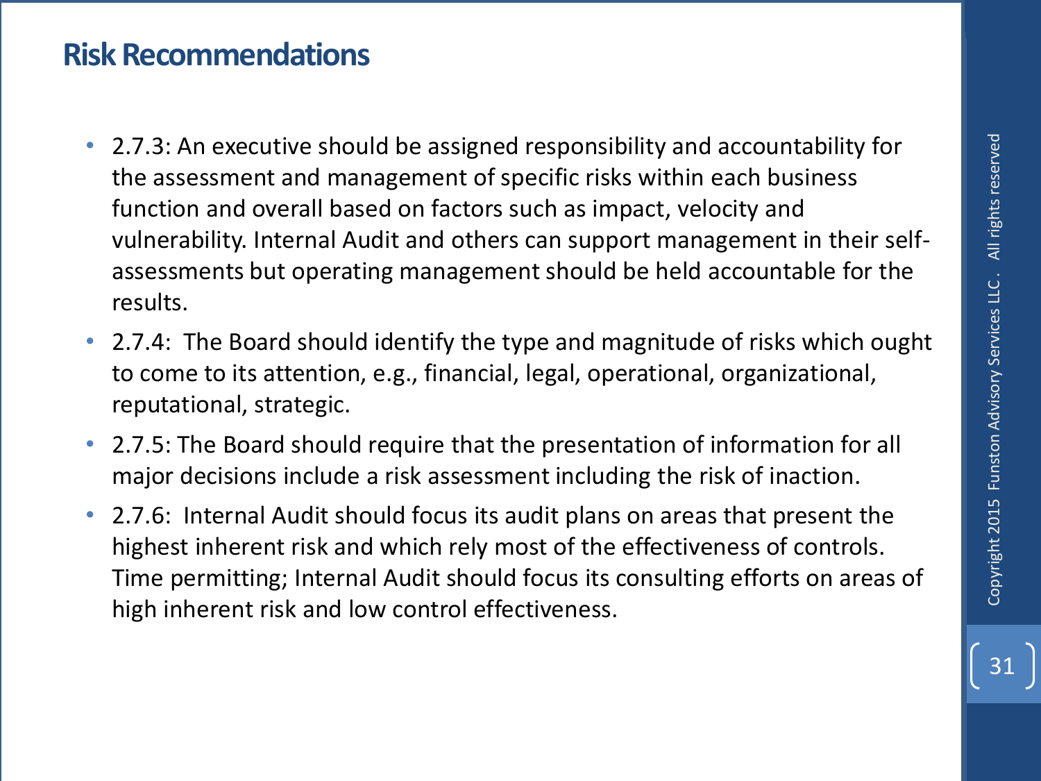# Risk Recommendations

- 2.7.3: An executive should be assigned responsibility and accountability for the assessment and management of specific risks within each business function and overall based on factors such as impact, velocity and vulnerability. Internal Audit and others can support management in their self-assessments but operating management should be held accountable for the results.
- 2.7.4: The Board should identify the type and magnitude of risks which ought to come to its attention, e.g., financial, legal, operational, organizational, reputational, strategic.
- 2.7.5: The Board should require that the presentation of information for all major decisions include a risk assessment including the risk of inaction.
- 2.7.6: Internal Audit should focus its audit plans on areas that present the highest inherent risk and which rely most of the effectiveness of controls. Time permitting; Internal Audit should focus its consulting efforts on areas of high inherent risk and low control effectiveness.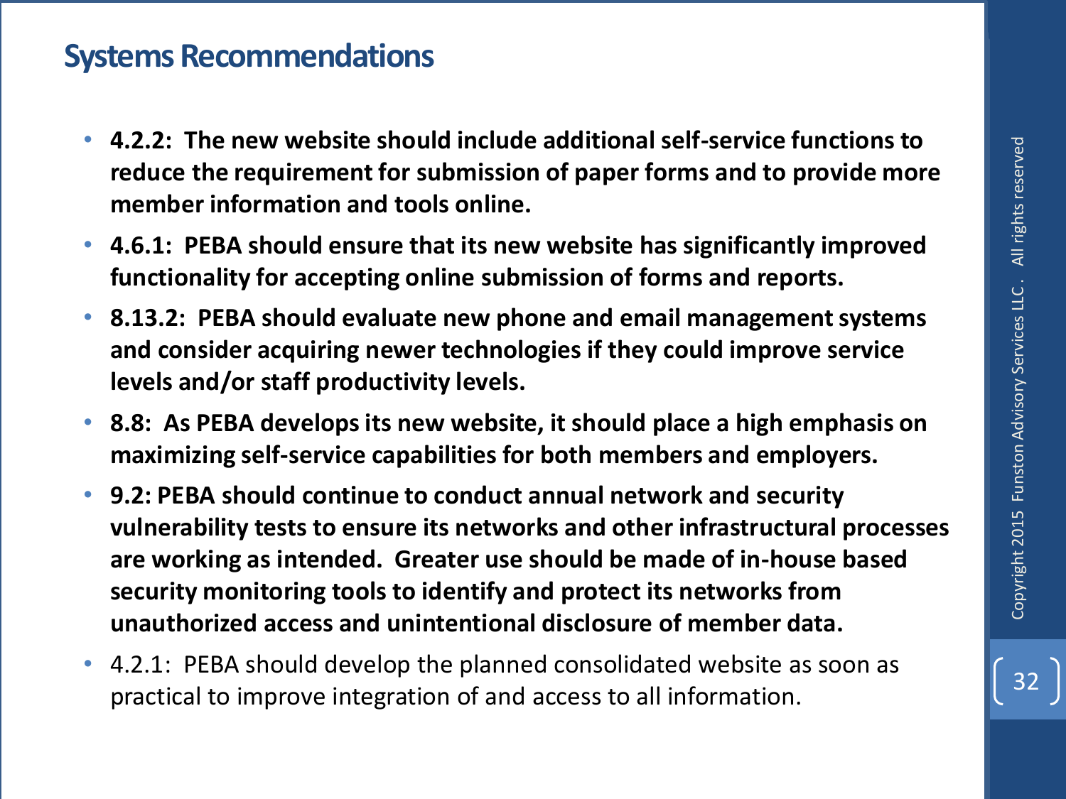# Systems Recommendations

- **4.2.2: The new website should include additional self-service functions to reduce the requirement for submission of paper forms and to provide more member information and tools online.**
- **4.6.1: PEBA should ensure that its new website has significantly improved functionality for accepting online submission of forms and reports.**
- **8.13.2: PEBA should evaluate new phone and email management systems and consider acquiring newer technologies if they could improve service levels and/or staff productivity levels.**
- **8.8: As PEBA develops its new website, it should place a high emphasis on maximizing self-service capabilities for both members and employers.**
- **9.2: PEBA should continue to conduct annual network and security vulnerability tests to ensure its networks and other infrastructural processes are working as intended. Greater use should be made of in-house based security monitoring tools to identify and protect its networks from unauthorized access and unintentional disclosure of member data.**
- 4.2.1: PEBA should develop the planned consolidated website as soon as practical to improve integration of and access to all information.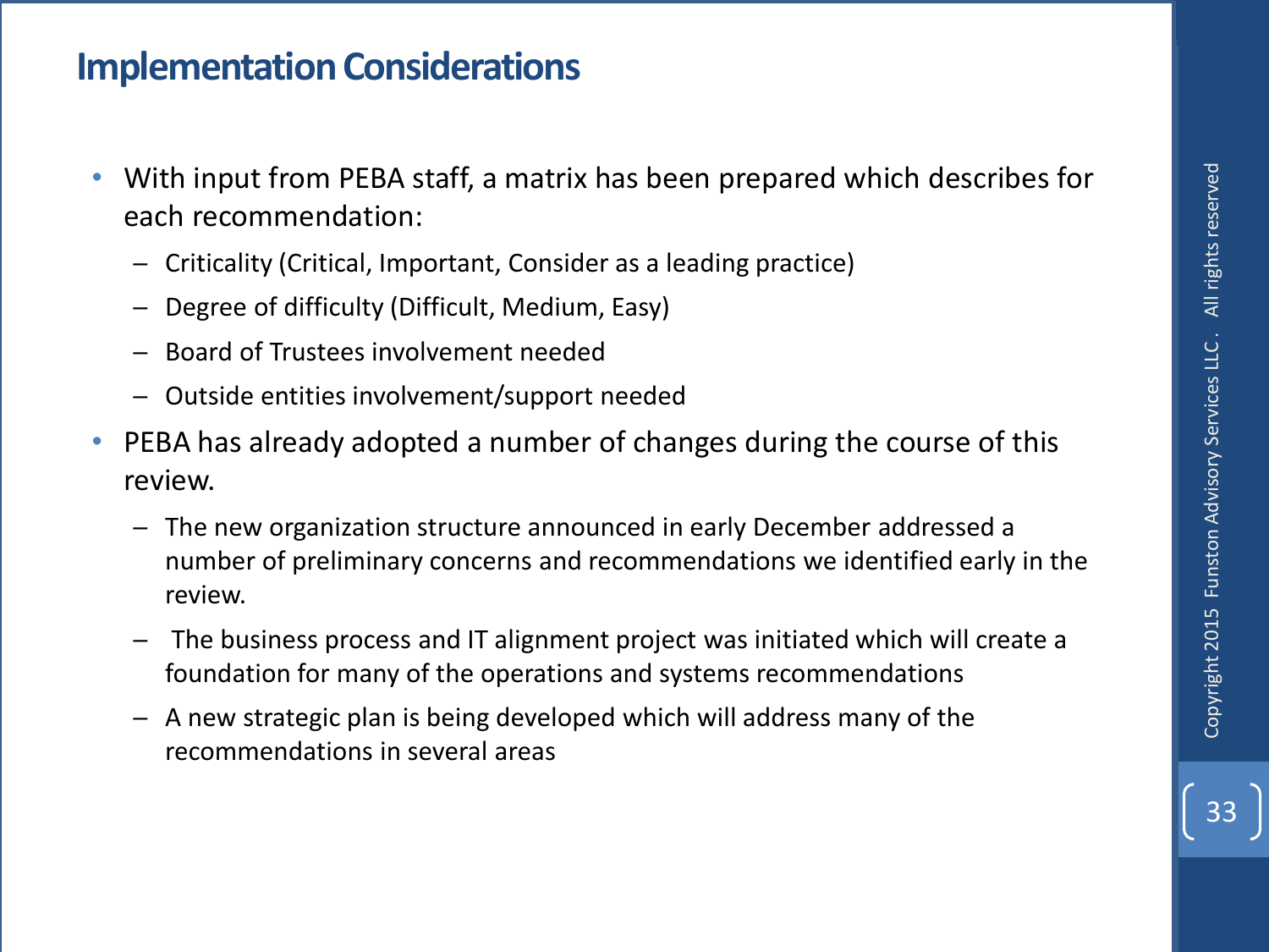# Implementation Considerations

- With input from PEBA staff, a matrix has been prepared which describes for each recommendation:
  - Criticality (Critical, Important, Consider as a leading practice)
  - Degree of difficulty (Difficult, Medium, Easy)
  - Board of Trustees involvement needed
  - Outside entities involvement/support needed
- PEBA has already adopted a number of changes during the course of this review.
  - The new organization structure announced in early December addressed a number of preliminary concerns and recommendations we identified early in the review.
  - The business process and IT alignment project was initiated which will create a foundation for many of the operations and systems recommendations
  - A new strategic plan is being developed which will address many of the recommendations in several areas